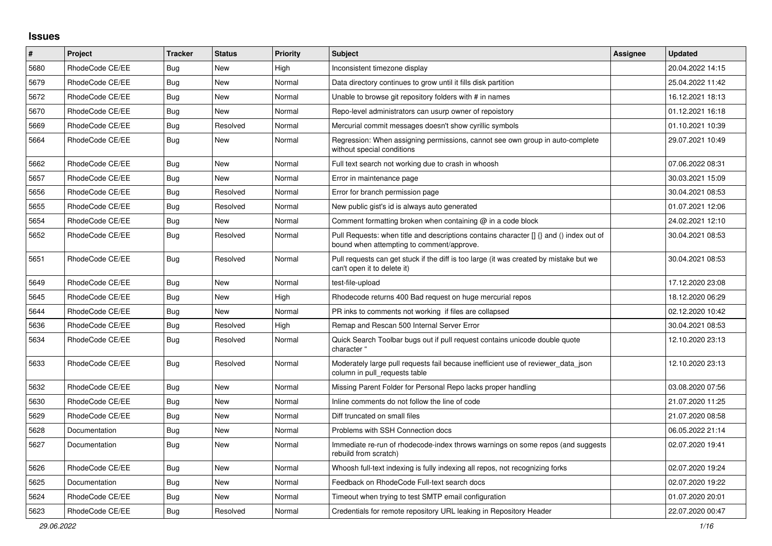## Issues

| # | Project | Tracker | Status | Priority | Subject | Assignee | Updated |
|---|---|---|---|---|---|---|---|
| 5680 | RhodeCode CE/EE | Bug | New | High | Inconsistent timezone display | | 20.04.2022 14:15 |
| 5679 | RhodeCode CE/EE | Bug | New | Normal | Data directory continues to grow until it fills disk partition | | 25.04.2022 11:42 |
| 5672 | RhodeCode CE/EE | Bug | New | Normal | Unable to browse git repository folders with # in names | | 16.12.2021 18:13 |
| 5670 | RhodeCode CE/EE | Bug | New | Normal | Repo-level administrators can usurp owner of repoistory | | 01.12.2021 16:18 |
| 5669 | RhodeCode CE/EE | Bug | Resolved | Normal | Mercurial commit messages doesn't show cyrillic symbols | | 01.10.2021 10:39 |
| 5664 | RhodeCode CE/EE | Bug | New | Normal | Regression: When assigning permissions, cannot see own group in auto-complete without special conditions | | 29.07.2021 10:49 |
| 5662 | RhodeCode CE/EE | Bug | New | Normal | Full text search not working due to crash in whoosh | | 07.06.2022 08:31 |
| 5657 | RhodeCode CE/EE | Bug | New | Normal | Error in maintenance page | | 30.03.2021 15:09 |
| 5656 | RhodeCode CE/EE | Bug | Resolved | Normal | Error for branch permission page | | 30.04.2021 08:53 |
| 5655 | RhodeCode CE/EE | Bug | Resolved | Normal | New public gist's id is always auto generated | | 01.07.2021 12:06 |
| 5654 | RhodeCode CE/EE | Bug | New | Normal | Comment formatting broken when containing @ in a code block | | 24.02.2021 12:10 |
| 5652 | RhodeCode CE/EE | Bug | Resolved | Normal | Pull Requests: when title and descriptions contains character [] {} and () index out of bound when attempting to comment/approve. | | 30.04.2021 08:53 |
| 5651 | RhodeCode CE/EE | Bug | Resolved | Normal | Pull requests can get stuck if the diff is too large (it was created by mistake but we can't open it to delete it) | | 30.04.2021 08:53 |
| 5649 | RhodeCode CE/EE | Bug | New | Normal | test-file-upload | | 17.12.2020 23:08 |
| 5645 | RhodeCode CE/EE | Bug | New | High | Rhodecode returns 400 Bad request on huge mercurial repos | | 18.12.2020 06:29 |
| 5644 | RhodeCode CE/EE | Bug | New | Normal | PR inks to comments not working if files are collapsed | | 02.12.2020 10:42 |
| 5636 | RhodeCode CE/EE | Bug | Resolved | High | Remap and Rescan 500 Internal Server Error | | 30.04.2021 08:53 |
| 5634 | RhodeCode CE/EE | Bug | Resolved | Normal | Quick Search Toolbar bugs out if pull request contains unicode double quote character " | | 12.10.2020 23:13 |
| 5633 | RhodeCode CE/EE | Bug | Resolved | Normal | Moderately large pull requests fail because inefficient use of reviewer_data_json column in pull_requests table | | 12.10.2020 23:13 |
| 5632 | RhodeCode CE/EE | Bug | New | Normal | Missing Parent Folder for Personal Repo lacks proper handling | | 03.08.2020 07:56 |
| 5630 | RhodeCode CE/EE | Bug | New | Normal | Inline comments do not follow the line of code | | 21.07.2020 11:25 |
| 5629 | RhodeCode CE/EE | Bug | New | Normal | Diff truncated on small files | | 21.07.2020 08:58 |
| 5628 | Documentation | Bug | New | Normal | Problems with SSH Connection docs | | 06.05.2022 21:14 |
| 5627 | Documentation | Bug | New | Normal | Immediate re-run of rhodecode-index throws warnings on some repos (and suggests rebuild from scratch) | | 02.07.2020 19:41 |
| 5626 | RhodeCode CE/EE | Bug | New | Normal | Whoosh full-text indexing is fully indexing all repos, not recognizing forks | | 02.07.2020 19:24 |
| 5625 | Documentation | Bug | New | Normal | Feedback on RhodeCode Full-text search docs | | 02.07.2020 19:22 |
| 5624 | RhodeCode CE/EE | Bug | New | Normal | Timeout when trying to test SMTP email configuration | | 01.07.2020 20:01 |
| 5623 | RhodeCode CE/EE | Bug | Resolved | Normal | Credentials for remote repository URL leaking in Repository Header | | 22.07.2020 00:47 |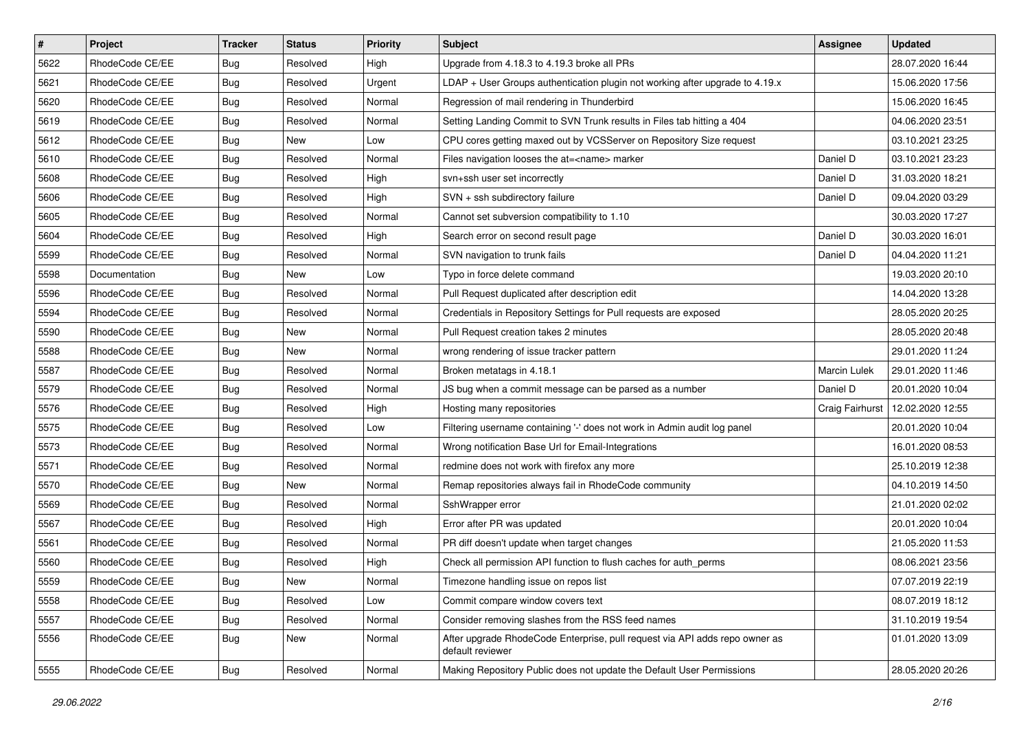| # | Project | Tracker | Status | Priority | Subject | Assignee | Updated |
|---|---|---|---|---|---|---|---|
| 5622 | RhodeCode CE/EE | Bug | Resolved | High | Upgrade from 4.18.3 to 4.19.3 broke all PRs | | 28.07.2020 16:44 |
| 5621 | RhodeCode CE/EE | Bug | Resolved | Urgent | LDAP + User Groups authentication plugin not working after upgrade to 4.19.x | | 15.06.2020 17:56 |
| 5620 | RhodeCode CE/EE | Bug | Resolved | Normal | Regression of mail rendering in Thunderbird | | 15.06.2020 16:45 |
| 5619 | RhodeCode CE/EE | Bug | Resolved | Normal | Setting Landing Commit to SVN Trunk results in Files tab hitting a 404 | | 04.06.2020 23:51 |
| 5612 | RhodeCode CE/EE | Bug | New | Low | CPU cores getting maxed out by VCSServer on Repository Size request | | 03.10.2021 23:25 |
| 5610 | RhodeCode CE/EE | Bug | Resolved | Normal | Files navigation looses the at=<name> marker | Daniel D | 03.10.2021 23:23 |
| 5608 | RhodeCode CE/EE | Bug | Resolved | High | svn+ssh user set incorrectly | Daniel D | 31.03.2020 18:21 |
| 5606 | RhodeCode CE/EE | Bug | Resolved | High | SVN + ssh subdirectory failure | Daniel D | 09.04.2020 03:29 |
| 5605 | RhodeCode CE/EE | Bug | Resolved | Normal | Cannot set subversion compatibility to 1.10 | | 30.03.2020 17:27 |
| 5604 | RhodeCode CE/EE | Bug | Resolved | High | Search error on second result page | Daniel D | 30.03.2020 16:01 |
| 5599 | RhodeCode CE/EE | Bug | Resolved | Normal | SVN navigation to trunk fails | Daniel D | 04.04.2020 11:21 |
| 5598 | Documentation | Bug | New | Low | Typo in force delete command | | 19.03.2020 20:10 |
| 5596 | RhodeCode CE/EE | Bug | Resolved | Normal | Pull Request duplicated after description edit | | 14.04.2020 13:28 |
| 5594 | RhodeCode CE/EE | Bug | Resolved | Normal | Credentials in Repository Settings for Pull requests are exposed | | 28.05.2020 20:25 |
| 5590 | RhodeCode CE/EE | Bug | New | Normal | Pull Request creation takes 2 minutes | | 28.05.2020 20:48 |
| 5588 | RhodeCode CE/EE | Bug | New | Normal | wrong rendering of issue tracker pattern | | 29.01.2020 11:24 |
| 5587 | RhodeCode CE/EE | Bug | Resolved | Normal | Broken metatags in 4.18.1 | Marcin Lulek | 29.01.2020 11:46 |
| 5579 | RhodeCode CE/EE | Bug | Resolved | Normal | JS bug when a commit message can be parsed as a number | Daniel D | 20.01.2020 10:04 |
| 5576 | RhodeCode CE/EE | Bug | Resolved | High | Hosting many repositories | Craig Fairhurst | 12.02.2020 12:55 |
| 5575 | RhodeCode CE/EE | Bug | Resolved | Low | Filtering username containing '-' does not work in Admin audit log panel | | 20.01.2020 10:04 |
| 5573 | RhodeCode CE/EE | Bug | Resolved | Normal | Wrong notification Base Url for Email-Integrations | | 16.01.2020 08:53 |
| 5571 | RhodeCode CE/EE | Bug | Resolved | Normal | redmine does not work with firefox any more | | 25.10.2019 12:38 |
| 5570 | RhodeCode CE/EE | Bug | New | Normal | Remap repositories always fail in RhodeCode community | | 04.10.2019 14:50 |
| 5569 | RhodeCode CE/EE | Bug | Resolved | Normal | SshWrapper error | | 21.01.2020 02:02 |
| 5567 | RhodeCode CE/EE | Bug | Resolved | High | Error after PR was updated | | 20.01.2020 10:04 |
| 5561 | RhodeCode CE/EE | Bug | Resolved | Normal | PR diff doesn't update when target changes | | 21.05.2020 11:53 |
| 5560 | RhodeCode CE/EE | Bug | Resolved | High | Check all permission API function to flush caches for auth_perms | | 08.06.2021 23:56 |
| 5559 | RhodeCode CE/EE | Bug | New | Normal | Timezone handling issue on repos list | | 07.07.2019 22:19 |
| 5558 | RhodeCode CE/EE | Bug | Resolved | Low | Commit compare window covers text | | 08.07.2019 18:12 |
| 5557 | RhodeCode CE/EE | Bug | Resolved | Normal | Consider removing slashes from the RSS feed names | | 31.10.2019 19:54 |
| 5556 | RhodeCode CE/EE | Bug | New | Normal | After upgrade RhodeCode Enterprise, pull request via API adds repo owner as default reviewer | | 01.01.2020 13:09 |
| 5555 | RhodeCode CE/EE | Bug | Resolved | Normal | Making Repository Public does not update the Default User Permissions | | 28.05.2020 20:26 |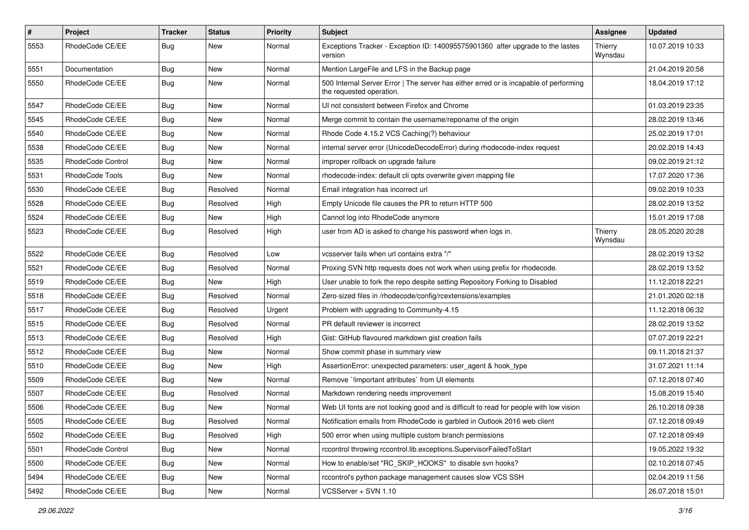| # | Project | Tracker | Status | Priority | Subject | Assignee | Updated |
|---|---|---|---|---|---|---|---|
| 5553 | RhodeCode CE/EE | Bug | New | Normal | Exceptions Tracker - Exception ID: 140095575901360 after upgrade to the lastes version | Thierry Wynsdau | 10.07.2019 10:33 |
| 5551 | Documentation | Bug | New | Normal | Mention LargeFile and LFS in the Backup page | | 21.04.2019 20:58 |
| 5550 | RhodeCode CE/EE | Bug | New | Normal | 500 Internal Server Error \| The server has either erred or is incapable of performing the requested operation. | | 18.04.2019 17:12 |
| 5547 | RhodeCode CE/EE | Bug | New | Normal | UI not consistent between Firefox and Chrome | | 01.03.2019 23:35 |
| 5545 | RhodeCode CE/EE | Bug | New | Normal | Merge commit to contain the username/reponame of the origin | | 28.02.2019 13:46 |
| 5540 | RhodeCode CE/EE | Bug | New | Normal | Rhode Code 4.15.2 VCS Caching(?) behaviour | | 25.02.2019 17:01 |
| 5538 | RhodeCode CE/EE | Bug | New | Normal | internal server error (UnicodeDecodeError) during rhodecode-index request | | 20.02.2019 14:43 |
| 5535 | RhodeCode Control | Bug | New | Normal | improper rollback on upgrade failure | | 09.02.2019 21:12 |
| 5531 | RhodeCode Tools | Bug | New | Normal | rhodecode-index: default cli opts overwrite given mapping file | | 17.07.2020 17:36 |
| 5530 | RhodeCode CE/EE | Bug | Resolved | Normal | Email integration has incorrect url | | 09.02.2019 10:33 |
| 5528 | RhodeCode CE/EE | Bug | Resolved | High | Empty Unicode file causes the PR to return HTTP 500 | | 28.02.2019 13:52 |
| 5524 | RhodeCode CE/EE | Bug | New | High | Cannot log into RhodeCode anymore | | 15.01.2019 17:08 |
| 5523 | RhodeCode CE/EE | Bug | Resolved | High | user from AD is asked to change his password when logs in. | Thierry Wynsdau | 28.05.2020 20:28 |
| 5522 | RhodeCode CE/EE | Bug | Resolved | Low | vcsserver fails when url contains extra "/" | | 28.02.2019 13:52 |
| 5521 | RhodeCode CE/EE | Bug | Resolved | Normal | Proxing SVN http requests does not work when using prefix for rhodecode. | | 28.02.2019 13:52 |
| 5519 | RhodeCode CE/EE | Bug | New | High | User unable to fork the repo despite setting Repository Forking to Disabled | | 11.12.2018 22:21 |
| 5518 | RhodeCode CE/EE | Bug | Resolved | Normal | Zero-sized files in /rhodecode/config/rcextensions/examples | | 21.01.2020 02:18 |
| 5517 | RhodeCode CE/EE | Bug | Resolved | Urgent | Problem with upgrading to Community-4.15 | | 11.12.2018 06:32 |
| 5515 | RhodeCode CE/EE | Bug | Resolved | Normal | PR default reviewer is incorrect | | 28.02.2019 13:52 |
| 5513 | RhodeCode CE/EE | Bug | Resolved | High | Gist: GitHub flavoured markdown gist creation fails | | 07.07.2019 22:21 |
| 5512 | RhodeCode CE/EE | Bug | New | Normal | Show commit phase in summary view | | 09.11.2018 21:37 |
| 5510 | RhodeCode CE/EE | Bug | New | High | AssertionError: unexpected parameters: user_agent & hook_type | | 31.07.2021 11:14 |
| 5509 | RhodeCode CE/EE | Bug | New | Normal | Remove `!important attributes` from UI elements | | 07.12.2018 07:40 |
| 5507 | RhodeCode CE/EE | Bug | Resolved | Normal | Markdown rendering needs improvement | | 15.08.2019 15:40 |
| 5506 | RhodeCode CE/EE | Bug | New | Normal | Web UI fonts are not looking good and is difficult to read for people with low vision | | 26.10.2018 09:38 |
| 5505 | RhodeCode CE/EE | Bug | Resolved | Normal | Notification emails from RhodeCode is garbled in Outlook 2016 web client | | 07.12.2018 09:49 |
| 5502 | RhodeCode CE/EE | Bug | Resolved | High | 500 error when using multiple custom branch permissions | | 07.12.2018 09:49 |
| 5501 | RhodeCode Control | Bug | New | Normal | rccontrol throwing rccontrol.lib.exceptions.SupervisorFailedToStart | | 19.05.2022 19:32 |
| 5500 | RhodeCode CE/EE | Bug | New | Normal | How to enable/set "RC_SKIP_HOOKS" to disable svn hooks? | | 02.10.2018 07:45 |
| 5494 | RhodeCode CE/EE | Bug | New | Normal | rccontrol's python package management causes slow VCS SSH | | 02.04.2019 11:56 |
| 5492 | RhodeCode CE/EE | Bug | New | Normal | VCSServer + SVN 1.10 | | 26.07.2018 15:01 |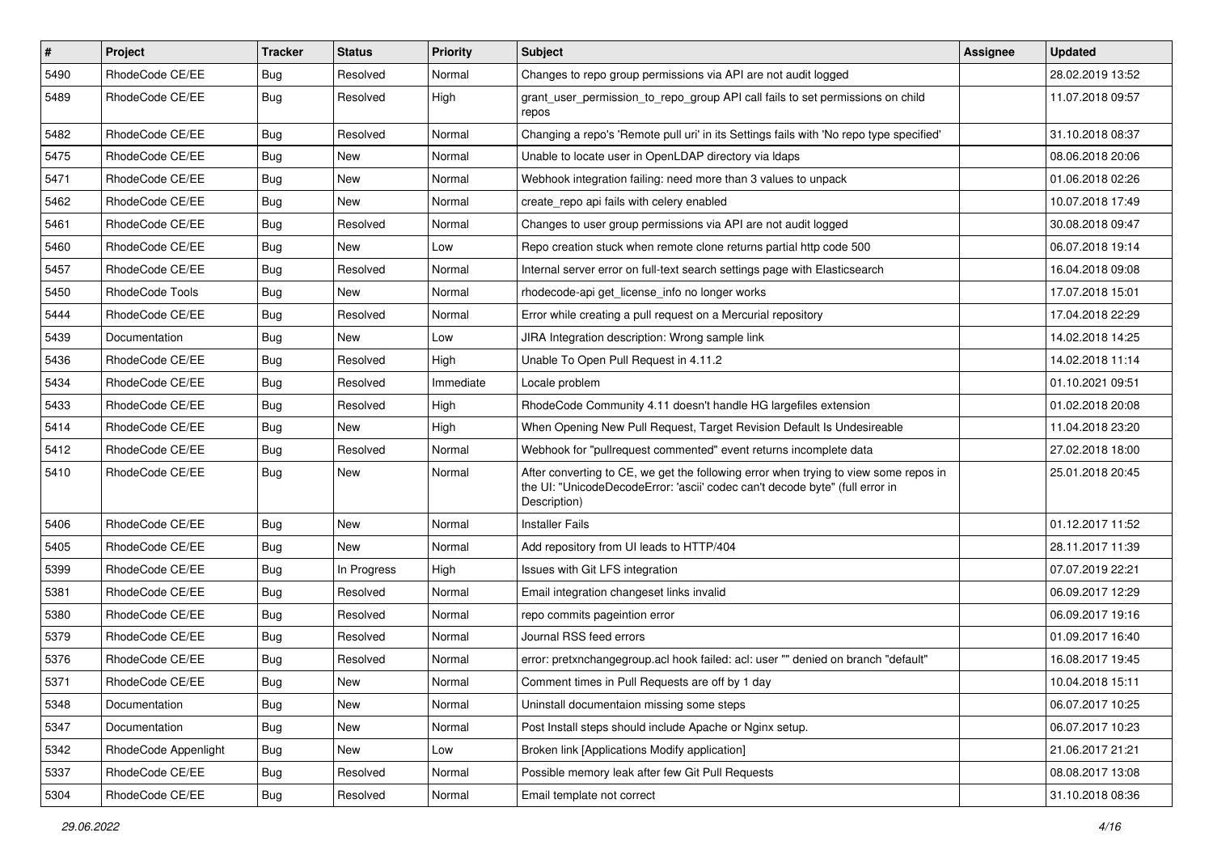| # | Project | Tracker | Status | Priority | Subject | Assignee | Updated |
|---|---|---|---|---|---|---|---|
| 5490 | RhodeCode CE/EE | Bug | Resolved | Normal | Changes to repo group permissions via API are not audit logged | | 28.02.2019 13:52 |
| 5489 | RhodeCode CE/EE | Bug | Resolved | High | grant_user_permission_to_repo_group API call fails to set permissions on child repos | | 11.07.2018 09:57 |
| 5482 | RhodeCode CE/EE | Bug | Resolved | Normal | Changing a repo's 'Remote pull uri' in its Settings fails with 'No repo type specified' | | 31.10.2018 08:37 |
| 5475 | RhodeCode CE/EE | Bug | New | Normal | Unable to locate user in OpenLDAP directory via ldaps | | 08.06.2018 20:06 |
| 5471 | RhodeCode CE/EE | Bug | New | Normal | Webhook integration failing: need more than 3 values to unpack | | 01.06.2018 02:26 |
| 5462 | RhodeCode CE/EE | Bug | New | Normal | create_repo api fails with celery enabled | | 10.07.2018 17:49 |
| 5461 | RhodeCode CE/EE | Bug | Resolved | Normal | Changes to user group permissions via API are not audit logged | | 30.08.2018 09:47 |
| 5460 | RhodeCode CE/EE | Bug | New | Low | Repo creation stuck when remote clone returns partial http code 500 | | 06.07.2018 19:14 |
| 5457 | RhodeCode CE/EE | Bug | Resolved | Normal | Internal server error on full-text search settings page with Elasticsearch | | 16.04.2018 09:08 |
| 5450 | RhodeCode Tools | Bug | New | Normal | rhodecode-api get_license_info no longer works | | 17.07.2018 15:01 |
| 5444 | RhodeCode CE/EE | Bug | Resolved | Normal | Error while creating a pull request on a Mercurial repository | | 17.04.2018 22:29 |
| 5439 | Documentation | Bug | New | Low | JIRA Integration description: Wrong sample link | | 14.02.2018 14:25 |
| 5436 | RhodeCode CE/EE | Bug | Resolved | High | Unable To Open Pull Request in 4.11.2 | | 14.02.2018 11:14 |
| 5434 | RhodeCode CE/EE | Bug | Resolved | Immediate | Locale problem | | 01.10.2021 09:51 |
| 5433 | RhodeCode CE/EE | Bug | Resolved | High | RhodeCode Community 4.11 doesn't handle HG largefiles extension | | 01.02.2018 20:08 |
| 5414 | RhodeCode CE/EE | Bug | New | High | When Opening New Pull Request, Target Revision Default Is Undesireable | | 11.04.2018 23:20 |
| 5412 | RhodeCode CE/EE | Bug | Resolved | Normal | Webhook for "pullrequest commented" event returns incomplete data | | 27.02.2018 18:00 |
| 5410 | RhodeCode CE/EE | Bug | New | Normal | After converting to CE, we get the following error when trying to view some repos in the UI: "UnicodeDecodeError: 'ascii' codec can't decode byte" (full error in Description) | | 25.01.2018 20:45 |
| 5406 | RhodeCode CE/EE | Bug | New | Normal | Installer Fails | | 01.12.2017 11:52 |
| 5405 | RhodeCode CE/EE | Bug | New | Normal | Add repository from UI leads to HTTP/404 | | 28.11.2017 11:39 |
| 5399 | RhodeCode CE/EE | Bug | In Progress | High | Issues with Git LFS integration | | 07.07.2019 22:21 |
| 5381 | RhodeCode CE/EE | Bug | Resolved | Normal | Email integration changeset links invalid | | 06.09.2017 12:29 |
| 5380 | RhodeCode CE/EE | Bug | Resolved | Normal | repo commits pageintion error | | 06.09.2017 19:16 |
| 5379 | RhodeCode CE/EE | Bug | Resolved | Normal | Journal RSS feed errors | | 01.09.2017 16:40 |
| 5376 | RhodeCode CE/EE | Bug | Resolved | Normal | error: pretxnchangegroup.acl hook failed: acl: user "" denied on branch "default" | | 16.08.2017 19:45 |
| 5371 | RhodeCode CE/EE | Bug | New | Normal | Comment times in Pull Requests are off by 1 day | | 10.04.2018 15:11 |
| 5348 | Documentation | Bug | New | Normal | Uninstall documentaion missing some steps | | 06.07.2017 10:25 |
| 5347 | Documentation | Bug | New | Normal | Post Install steps should include Apache or Nginx setup. | | 06.07.2017 10:23 |
| 5342 | RhodeCode Appenlight | Bug | New | Low | Broken link [Applications Modify application] | | 21.06.2017 21:21 |
| 5337 | RhodeCode CE/EE | Bug | Resolved | Normal | Possible memory leak after few Git Pull Requests | | 08.08.2017 13:08 |
| 5304 | RhodeCode CE/EE | Bug | Resolved | Normal | Email template not correct | | 31.10.2018 08:36 |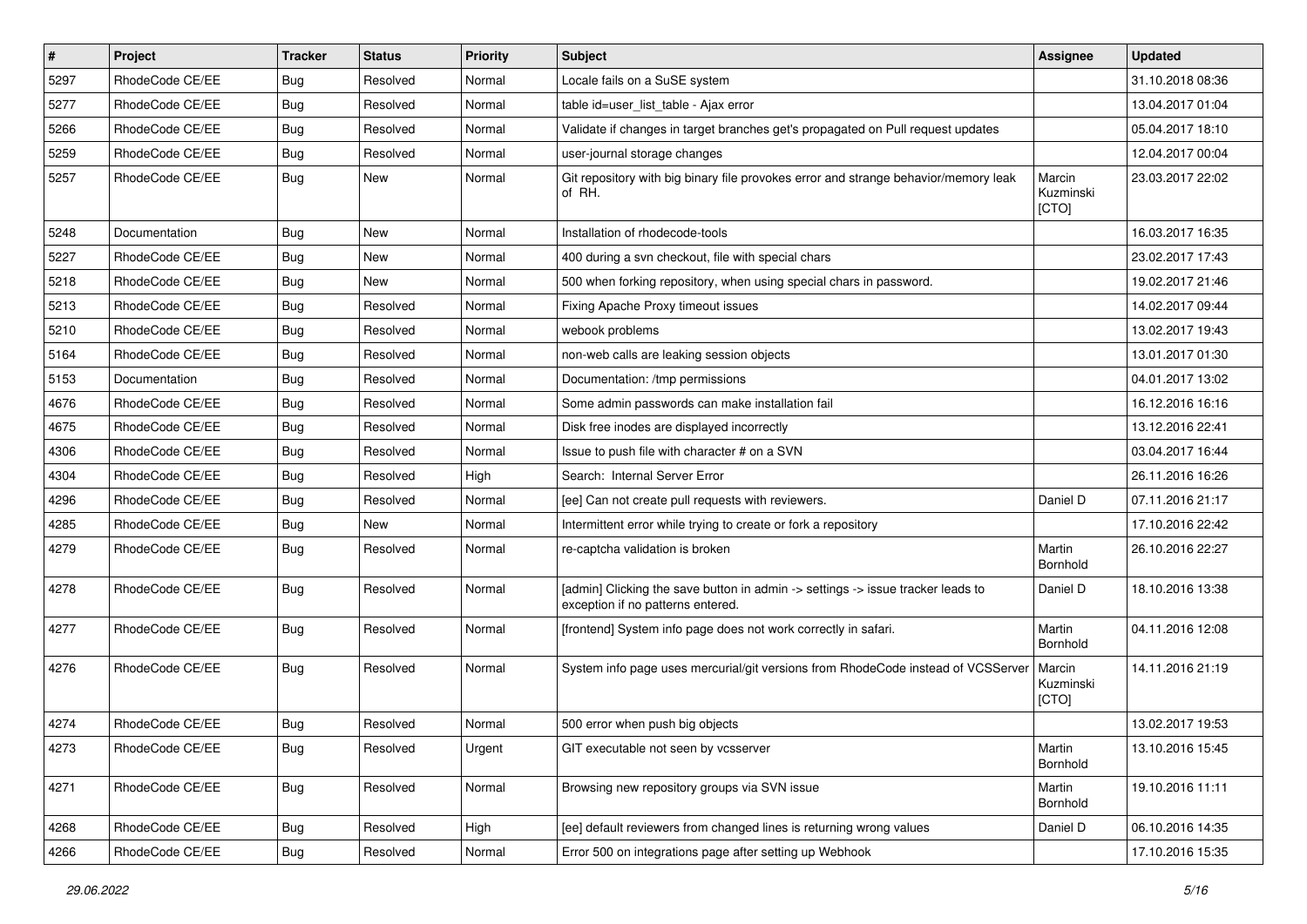| # | Project | Tracker | Status | Priority | Subject | Assignee | Updated |
|---|---|---|---|---|---|---|---|
| 5297 | RhodeCode CE/EE | Bug | Resolved | Normal | Locale fails on a SuSE system | | 31.10.2018 08:36 |
| 5277 | RhodeCode CE/EE | Bug | Resolved | Normal | table id=user_list_table - Ajax error | | 13.04.2017 01:04 |
| 5266 | RhodeCode CE/EE | Bug | Resolved | Normal | Validate if changes in target branches get's propagated on Pull request updates | | 05.04.2017 18:10 |
| 5259 | RhodeCode CE/EE | Bug | Resolved | Normal | user-journal storage changes | | 12.04.2017 00:04 |
| 5257 | RhodeCode CE/EE | Bug | New | Normal | Git repository with big binary file provokes error and strange behavior/memory leak of RH. | Marcin Kuzminski [CTO] | 23.03.2017 22:02 |
| 5248 | Documentation | Bug | New | Normal | Installation of rhodecode-tools | | 16.03.2017 16:35 |
| 5227 | RhodeCode CE/EE | Bug | New | Normal | 400 during a svn checkout, file with special chars | | 23.02.2017 17:43 |
| 5218 | RhodeCode CE/EE | Bug | New | Normal | 500 when forking repository, when using special chars in password. | | 19.02.2017 21:46 |
| 5213 | RhodeCode CE/EE | Bug | Resolved | Normal | Fixing Apache Proxy timeout issues | | 14.02.2017 09:44 |
| 5210 | RhodeCode CE/EE | Bug | Resolved | Normal | webook problems | | 13.02.2017 19:43 |
| 5164 | RhodeCode CE/EE | Bug | Resolved | Normal | non-web calls are leaking session objects | | 13.01.2017 01:30 |
| 5153 | Documentation | Bug | Resolved | Normal | Documentation: /tmp permissions | | 04.01.2017 13:02 |
| 4676 | RhodeCode CE/EE | Bug | Resolved | Normal | Some admin passwords can make installation fail | | 16.12.2016 16:16 |
| 4675 | RhodeCode CE/EE | Bug | Resolved | Normal | Disk free inodes are displayed incorrectly | | 13.12.2016 22:41 |
| 4306 | RhodeCode CE/EE | Bug | Resolved | Normal | Issue to push file with character # on a SVN | | 03.04.2017 16:44 |
| 4304 | RhodeCode CE/EE | Bug | Resolved | High | Search: Internal Server Error | | 26.11.2016 16:26 |
| 4296 | RhodeCode CE/EE | Bug | Resolved | Normal | [ee] Can not create pull requests with reviewers. | Daniel D | 07.11.2016 21:17 |
| 4285 | RhodeCode CE/EE | Bug | New | Normal | Intermittent error while trying to create or fork a repository | | 17.10.2016 22:42 |
| 4279 | RhodeCode CE/EE | Bug | Resolved | Normal | re-captcha validation is broken | Martin Bornhold | 26.10.2016 22:27 |
| 4278 | RhodeCode CE/EE | Bug | Resolved | Normal | [admin] Clicking the save button in admin -> settings -> issue tracker leads to exception if no patterns entered. | Daniel D | 18.10.2016 13:38 |
| 4277 | RhodeCode CE/EE | Bug | Resolved | Normal | [frontend] System info page does not work correctly in safari. | Martin Bornhold | 04.11.2016 12:08 |
| 4276 | RhodeCode CE/EE | Bug | Resolved | Normal | System info page uses mercurial/git versions from RhodeCode instead of VCSServer | Marcin Kuzminski [CTO] | 14.11.2016 21:19 |
| 4274 | RhodeCode CE/EE | Bug | Resolved | Normal | 500 error when push big objects | | 13.02.2017 19:53 |
| 4273 | RhodeCode CE/EE | Bug | Resolved | Urgent | GIT executable not seen by vcsserver | Martin Bornhold | 13.10.2016 15:45 |
| 4271 | RhodeCode CE/EE | Bug | Resolved | Normal | Browsing new repository groups via SVN issue | Martin Bornhold | 19.10.2016 11:11 |
| 4268 | RhodeCode CE/EE | Bug | Resolved | High | [ee] default reviewers from changed lines is returning wrong values | Daniel D | 06.10.2016 14:35 |
| 4266 | RhodeCode CE/EE | Bug | Resolved | Normal | Error 500 on integrations page after setting up Webhook | | 17.10.2016 15:35 |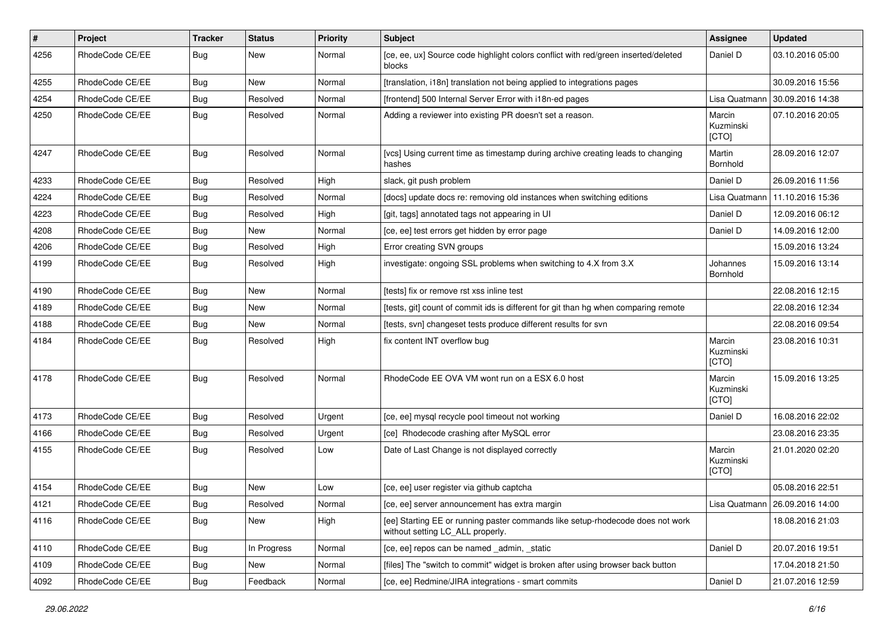| # | Project | Tracker | Status | Priority | Subject | Assignee | Updated |
|---|---|---|---|---|---|---|---|
| 4256 | RhodeCode CE/EE | Bug | New | Normal | [ce, ee, ux] Source code highlight colors conflict with red/green inserted/deleted blocks | Daniel D | 03.10.2016 05:00 |
| 4255 | RhodeCode CE/EE | Bug | New | Normal | [translation, i18n] translation not being applied to integrations pages | | 30.09.2016 15:56 |
| 4254 | RhodeCode CE/EE | Bug | Resolved | Normal | [frontend] 500 Internal Server Error with i18n-ed pages | Lisa Quatmann | 30.09.2016 14:38 |
| 4250 | RhodeCode CE/EE | Bug | Resolved | Normal | Adding a reviewer into existing PR doesn't set a reason. | Marcin Kuzminski [CTO] | 07.10.2016 20:05 |
| 4247 | RhodeCode CE/EE | Bug | Resolved | Normal | [vcs] Using current time as timestamp during archive creating leads to changing hashes | Martin Bornhold | 28.09.2016 12:07 |
| 4233 | RhodeCode CE/EE | Bug | Resolved | High | slack, git push problem | Daniel D | 26.09.2016 11:56 |
| 4224 | RhodeCode CE/EE | Bug | Resolved | Normal | [docs] update docs re: removing old instances when switching editions | Lisa Quatmann | 11.10.2016 15:36 |
| 4223 | RhodeCode CE/EE | Bug | Resolved | High | [git, tags] annotated tags not appearing in UI | Daniel D | 12.09.2016 06:12 |
| 4208 | RhodeCode CE/EE | Bug | New | Normal | [ce, ee] test errors get hidden by error page | Daniel D | 14.09.2016 12:00 |
| 4206 | RhodeCode CE/EE | Bug | Resolved | High | Error creating SVN groups | | 15.09.2016 13:24 |
| 4199 | RhodeCode CE/EE | Bug | Resolved | High | investigate: ongoing SSL problems when switching to 4.X from 3.X | Johannes Bornhold | 15.09.2016 13:14 |
| 4190 | RhodeCode CE/EE | Bug | New | Normal | [tests] fix or remove rst xss inline test | | 22.08.2016 12:15 |
| 4189 | RhodeCode CE/EE | Bug | New | Normal | [tests, git] count of commit ids is different for git than hg when comparing remote | | 22.08.2016 12:34 |
| 4188 | RhodeCode CE/EE | Bug | New | Normal | [tests, svn] changeset tests produce different results for svn | | 22.08.2016 09:54 |
| 4184 | RhodeCode CE/EE | Bug | Resolved | High | fix content INT overflow bug | Marcin Kuzminski [CTO] | 23.08.2016 10:31 |
| 4178 | RhodeCode CE/EE | Bug | Resolved | Normal | RhodeCode EE OVA VM wont run on a ESX 6.0 host | Marcin Kuzminski [CTO] | 15.09.2016 13:25 |
| 4173 | RhodeCode CE/EE | Bug | Resolved | Urgent | [ce, ee] mysql recycle pool timeout not working | Daniel D | 16.08.2016 22:02 |
| 4166 | RhodeCode CE/EE | Bug | Resolved | Urgent | [ce] Rhodecode crashing after MySQL error | | 23.08.2016 23:35 |
| 4155 | RhodeCode CE/EE | Bug | Resolved | Low | Date of Last Change is not displayed correctly | Marcin Kuzminski [CTO] | 21.01.2020 02:20 |
| 4154 | RhodeCode CE/EE | Bug | New | Low | [ce, ee] user register via github captcha | | 05.08.2016 22:51 |
| 4121 | RhodeCode CE/EE | Bug | Resolved | Normal | [ce, ee] server announcement has extra margin | Lisa Quatmann | 26.09.2016 14:00 |
| 4116 | RhodeCode CE/EE | Bug | New | High | [ee] Starting EE or running paster commands like setup-rhodecode does not work without setting LC_ALL properly. | | 18.08.2016 21:03 |
| 4110 | RhodeCode CE/EE | Bug | In Progress | Normal | [ce, ee] repos can be named _admin, _static | Daniel D | 20.07.2016 19:51 |
| 4109 | RhodeCode CE/EE | Bug | New | Normal | [files] The "switch to commit" widget is broken after using browser back button | | 17.04.2018 21:50 |
| 4092 | RhodeCode CE/EE | Bug | Feedback | Normal | [ce, ee] Redmine/JIRA integrations - smart commits | Daniel D | 21.07.2016 12:59 |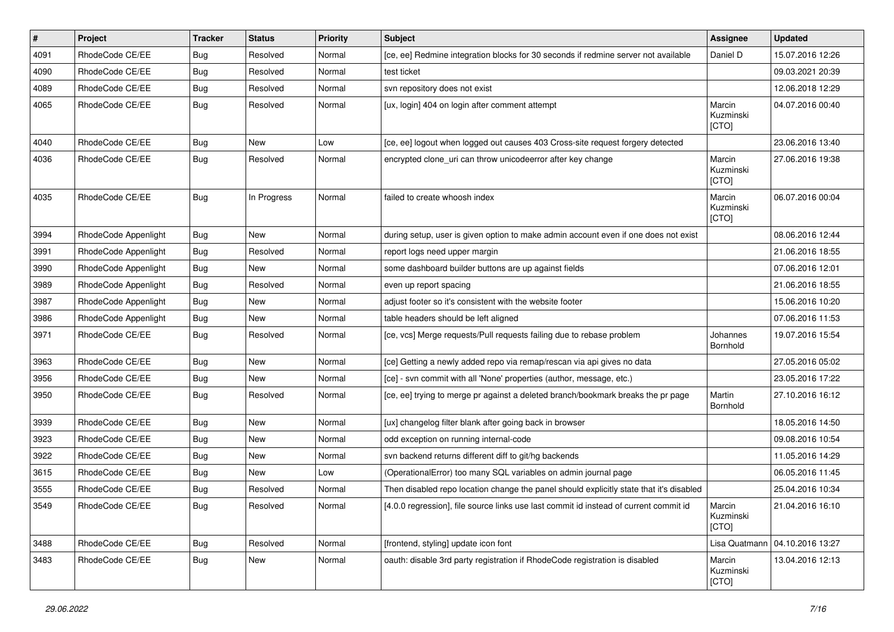| # | Project | Tracker | Status | Priority | Subject | Assignee | Updated |
|---|---|---|---|---|---|---|---|
| 4091 | RhodeCode CE/EE | Bug | Resolved | Normal | [ce, ee] Redmine integration blocks for 30 seconds if redmine server not available | Daniel D | 15.07.2016 12:26 |
| 4090 | RhodeCode CE/EE | Bug | Resolved | Normal | test ticket | | 09.03.2021 20:39 |
| 4089 | RhodeCode CE/EE | Bug | Resolved | Normal | svn repository does not exist | | 12.06.2018 12:29 |
| 4065 | RhodeCode CE/EE | Bug | Resolved | Normal | [ux, login] 404 on login after comment attempt | Marcin Kuzminski [CTO] | 04.07.2016 00:40 |
| 4040 | RhodeCode CE/EE | Bug | New | Low | [ce, ee] logout when logged out causes 403 Cross-site request forgery detected | | 23.06.2016 13:40 |
| 4036 | RhodeCode CE/EE | Bug | Resolved | Normal | encrypted clone_uri can throw unicodeerror after key change | Marcin Kuzminski [CTO] | 27.06.2016 19:38 |
| 4035 | RhodeCode CE/EE | Bug | In Progress | Normal | failed to create whoosh index | Marcin Kuzminski [CTO] | 06.07.2016 00:04 |
| 3994 | RhodeCode Appenlight | Bug | New | Normal | during setup, user is given option to make admin account even if one does not exist | | 08.06.2016 12:44 |
| 3991 | RhodeCode Appenlight | Bug | Resolved | Normal | report logs need upper margin | | 21.06.2016 18:55 |
| 3990 | RhodeCode Appenlight | Bug | New | Normal | some dashboard builder buttons are up against fields | | 07.06.2016 12:01 |
| 3989 | RhodeCode Appenlight | Bug | Resolved | Normal | even up report spacing | | 21.06.2016 18:55 |
| 3987 | RhodeCode Appenlight | Bug | New | Normal | adjust footer so it's consistent with the website footer | | 15.06.2016 10:20 |
| 3986 | RhodeCode Appenlight | Bug | New | Normal | table headers should be left aligned | | 07.06.2016 11:53 |
| 3971 | RhodeCode CE/EE | Bug | Resolved | Normal | [ce, vcs] Merge requests/Pull requests failing due to rebase problem | Johannes Bornhold | 19.07.2016 15:54 |
| 3963 | RhodeCode CE/EE | Bug | New | Normal | [ce] Getting a newly added repo via remap/rescan via api gives no data | | 27.05.2016 05:02 |
| 3956 | RhodeCode CE/EE | Bug | New | Normal | [ce] - svn commit with all 'None' properties (author, message, etc.) | | 23.05.2016 17:22 |
| 3950 | RhodeCode CE/EE | Bug | Resolved | Normal | [ce, ee] trying to merge pr against a deleted branch/bookmark breaks the pr page | Martin Bornhold | 27.10.2016 16:12 |
| 3939 | RhodeCode CE/EE | Bug | New | Normal | [ux] changelog filter blank after going back in browser | | 18.05.2016 14:50 |
| 3923 | RhodeCode CE/EE | Bug | New | Normal | odd exception on running internal-code | | 09.08.2016 10:54 |
| 3922 | RhodeCode CE/EE | Bug | New | Normal | svn backend returns different diff to git/hg backends | | 11.05.2016 14:29 |
| 3615 | RhodeCode CE/EE | Bug | New | Low | (OperationalError) too many SQL variables on admin journal page | | 06.05.2016 11:45 |
| 3555 | RhodeCode CE/EE | Bug | Resolved | Normal | Then disabled repo location change the panel should explicitly state that it's disabled | | 25.04.2016 10:34 |
| 3549 | RhodeCode CE/EE | Bug | Resolved | Normal | [4.0.0 regression], file source links use last commit id instead of current commit id | Marcin Kuzminski [CTO] | 21.04.2016 16:10 |
| 3488 | RhodeCode CE/EE | Bug | Resolved | Normal | [frontend, styling] update icon font | Lisa Quatmann | 04.10.2016 13:27 |
| 3483 | RhodeCode CE/EE | Bug | New | Normal | oauth: disable 3rd party registration if RhodeCode registration is disabled | Marcin Kuzminski [CTO] | 13.04.2016 12:13 |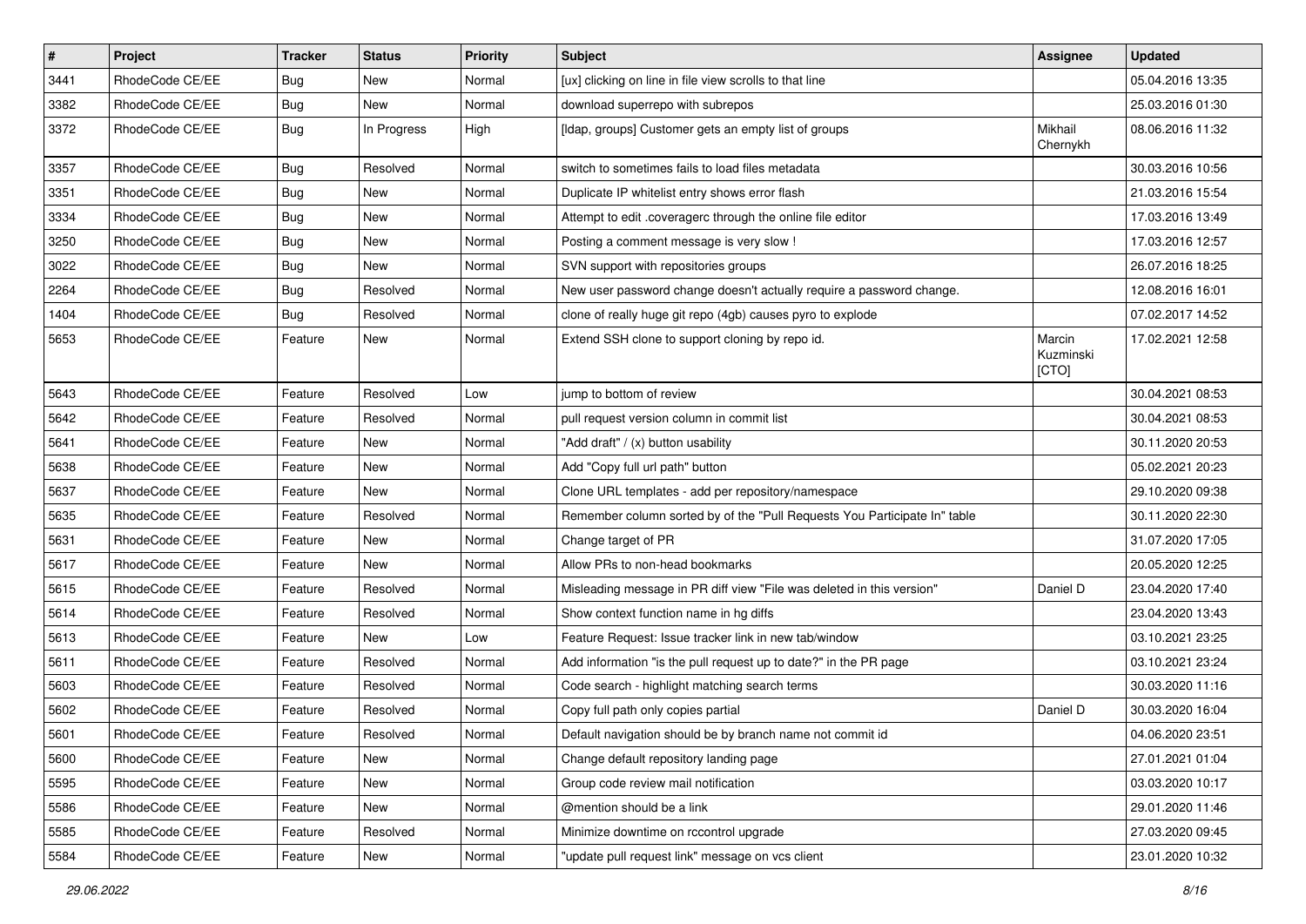| # | Project | Tracker | Status | Priority | Subject | Assignee | Updated |
|---|---|---|---|---|---|---|---|
| 3441 | RhodeCode CE/EE | Bug | New | Normal | [ux] clicking on line in file view scrolls to that line | | 05.04.2016 13:35 |
| 3382 | RhodeCode CE/EE | Bug | New | Normal | download superrepo with subrepos | | 25.03.2016 01:30 |
| 3372 | RhodeCode CE/EE | Bug | In Progress | High | [ldap, groups] Customer gets an empty list of groups | Mikhail Chernykh | 08.06.2016 11:32 |
| 3357 | RhodeCode CE/EE | Bug | Resolved | Normal | switch to sometimes fails to load files metadata | | 30.03.2016 10:56 |
| 3351 | RhodeCode CE/EE | Bug | New | Normal | Duplicate IP whitelist entry shows error flash | | 21.03.2016 15:54 |
| 3334 | RhodeCode CE/EE | Bug | New | Normal | Attempt to edit .coveragerc through the online file editor | | 17.03.2016 13:49 |
| 3250 | RhodeCode CE/EE | Bug | New | Normal | Posting a comment message is very slow ! | | 17.03.2016 12:57 |
| 3022 | RhodeCode CE/EE | Bug | New | Normal | SVN support with repositories groups | | 26.07.2016 18:25 |
| 2264 | RhodeCode CE/EE | Bug | Resolved | Normal | New user password change doesn't actually require a password change. | | 12.08.2016 16:01 |
| 1404 | RhodeCode CE/EE | Bug | Resolved | Normal | clone of really huge git repo (4gb) causes pyro to explode | | 07.02.2017 14:52 |
| 5653 | RhodeCode CE/EE | Feature | New | Normal | Extend SSH clone to support cloning by repo id. | Marcin Kuzminski [CTO] | 17.02.2021 12:58 |
| 5643 | RhodeCode CE/EE | Feature | Resolved | Low | jump to bottom of review | | 30.04.2021 08:53 |
| 5642 | RhodeCode CE/EE | Feature | Resolved | Normal | pull request version column in commit list | | 30.04.2021 08:53 |
| 5641 | RhodeCode CE/EE | Feature | New | Normal | "Add draft" / (x) button usability | | 30.11.2020 20:53 |
| 5638 | RhodeCode CE/EE | Feature | New | Normal | Add "Copy full url path" button | | 05.02.2021 20:23 |
| 5637 | RhodeCode CE/EE | Feature | New | Normal | Clone URL templates - add per repository/namespace | | 29.10.2020 09:38 |
| 5635 | RhodeCode CE/EE | Feature | Resolved | Normal | Remember column sorted by of the "Pull Requests You Participate In" table | | 30.11.2020 22:30 |
| 5631 | RhodeCode CE/EE | Feature | New | Normal | Change target of PR | | 31.07.2020 17:05 |
| 5617 | RhodeCode CE/EE | Feature | New | Normal | Allow PRs to non-head bookmarks | | 20.05.2020 12:25 |
| 5615 | RhodeCode CE/EE | Feature | Resolved | Normal | Misleading message in PR diff view "File was deleted in this version" | Daniel D | 23.04.2020 17:40 |
| 5614 | RhodeCode CE/EE | Feature | Resolved | Normal | Show context function name in hg diffs | | 23.04.2020 13:43 |
| 5613 | RhodeCode CE/EE | Feature | New | Low | Feature Request: Issue tracker link in new tab/window | | 03.10.2021 23:25 |
| 5611 | RhodeCode CE/EE | Feature | Resolved | Normal | Add information "is the pull request up to date?" in the PR page | | 03.10.2021 23:24 |
| 5603 | RhodeCode CE/EE | Feature | Resolved | Normal | Code search - highlight matching search terms | | 30.03.2020 11:16 |
| 5602 | RhodeCode CE/EE | Feature | Resolved | Normal | Copy full path only copies partial | Daniel D | 30.03.2020 16:04 |
| 5601 | RhodeCode CE/EE | Feature | Resolved | Normal | Default navigation should be by branch name not commit id | | 04.06.2020 23:51 |
| 5600 | RhodeCode CE/EE | Feature | New | Normal | Change default repository landing page | | 27.01.2021 01:04 |
| 5595 | RhodeCode CE/EE | Feature | New | Normal | Group code review mail notification | | 03.03.2020 10:17 |
| 5586 | RhodeCode CE/EE | Feature | New | Normal | @mention should be a link | | 29.01.2020 11:46 |
| 5585 | RhodeCode CE/EE | Feature | Resolved | Normal | Minimize downtime on rccontrol upgrade | | 27.03.2020 09:45 |
| 5584 | RhodeCode CE/EE | Feature | New | Normal | "update pull request link" message on vcs client | | 23.01.2020 10:32 |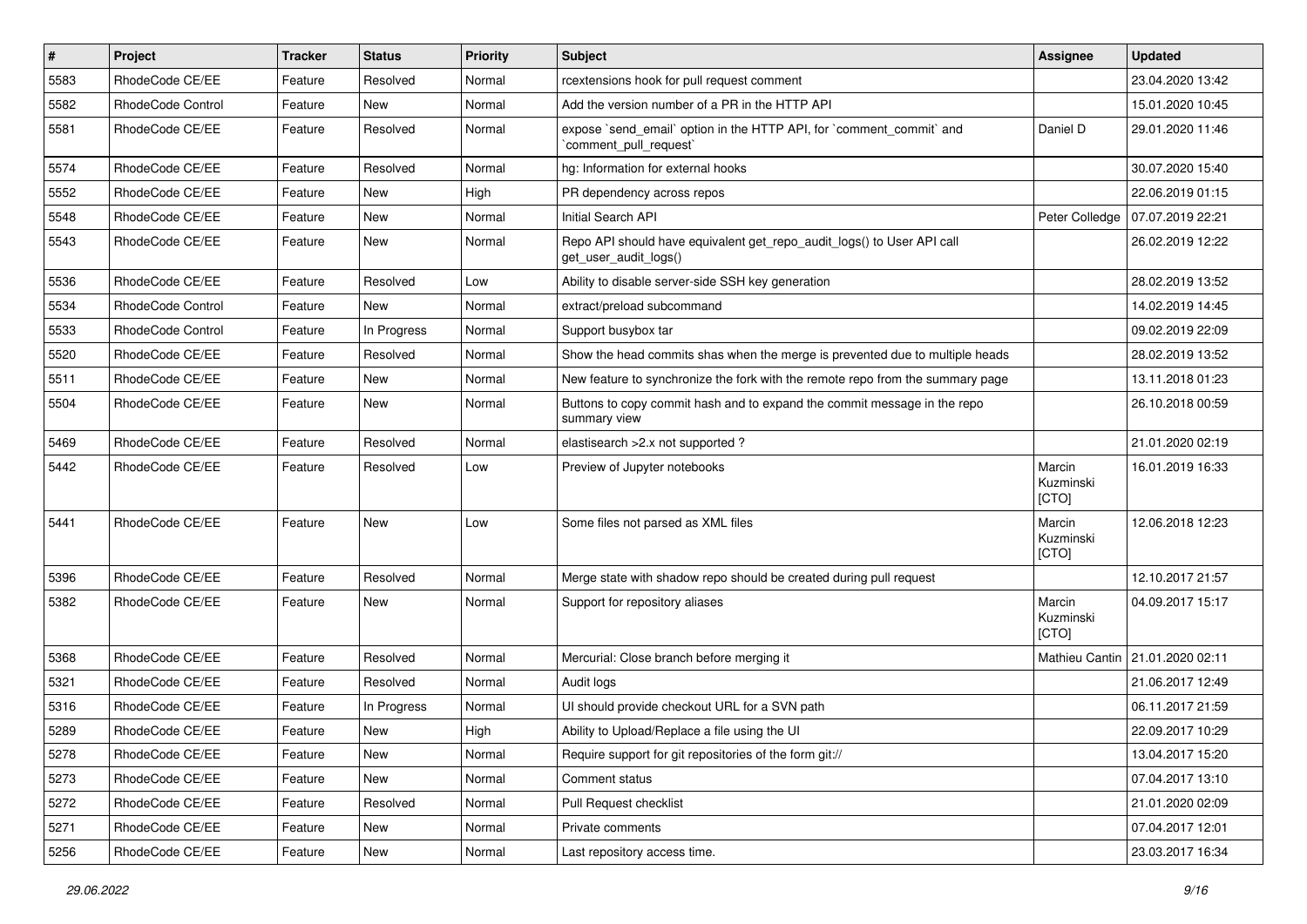| # | Project | Tracker | Status | Priority | Subject | Assignee | Updated |
|---|---|---|---|---|---|---|---|
| 5583 | RhodeCode CE/EE | Feature | Resolved | Normal | rcextensions hook for pull request comment | | 23.04.2020 13:42 |
| 5582 | RhodeCode Control | Feature | New | Normal | Add the version number of a PR in the HTTP API | | 15.01.2020 10:45 |
| 5581 | RhodeCode CE/EE | Feature | Resolved | Normal | expose `send_email` option in the HTTP API, for `comment_commit` and `comment_pull_request` | Daniel D | 29.01.2020 11:46 |
| 5574 | RhodeCode CE/EE | Feature | Resolved | Normal | hg: Information for external hooks | | 30.07.2020 15:40 |
| 5552 | RhodeCode CE/EE | Feature | New | High | PR dependency across repos | | 22.06.2019 01:15 |
| 5548 | RhodeCode CE/EE | Feature | New | Normal | Initial Search API | Peter Colledge | 07.07.2019 22:21 |
| 5543 | RhodeCode CE/EE | Feature | New | Normal | Repo API should have equivalent get_repo_audit_logs() to User API call get_user_audit_logs() | | 26.02.2019 12:22 |
| 5536 | RhodeCode CE/EE | Feature | Resolved | Low | Ability to disable server-side SSH key generation | | 28.02.2019 13:52 |
| 5534 | RhodeCode Control | Feature | New | Normal | extract/preload subcommand | | 14.02.2019 14:45 |
| 5533 | RhodeCode Control | Feature | In Progress | Normal | Support busybox tar | | 09.02.2019 22:09 |
| 5520 | RhodeCode CE/EE | Feature | Resolved | Normal | Show the head commits shas when the merge is prevented due to multiple heads | | 28.02.2019 13:52 |
| 5511 | RhodeCode CE/EE | Feature | New | Normal | New feature to synchronize the fork with the remote repo from the summary page | | 13.11.2018 01:23 |
| 5504 | RhodeCode CE/EE | Feature | New | Normal | Buttons to copy commit hash and to expand the commit message in the repo summary view | | 26.10.2018 00:59 |
| 5469 | RhodeCode CE/EE | Feature | Resolved | Normal | elastisearch >2.x not supported ? | | 21.01.2020 02:19 |
| 5442 | RhodeCode CE/EE | Feature | Resolved | Low | Preview of Jupyter notebooks | Marcin Kuzminski [CTO] | 16.01.2019 16:33 |
| 5441 | RhodeCode CE/EE | Feature | New | Low | Some files not parsed as XML files | Marcin Kuzminski [CTO] | 12.06.2018 12:23 |
| 5396 | RhodeCode CE/EE | Feature | Resolved | Normal | Merge state with shadow repo should be created during pull request | | 12.10.2017 21:57 |
| 5382 | RhodeCode CE/EE | Feature | New | Normal | Support for repository aliases | Marcin Kuzminski [CTO] | 04.09.2017 15:17 |
| 5368 | RhodeCode CE/EE | Feature | Resolved | Normal | Mercurial: Close branch before merging it | Mathieu Cantin | 21.01.2020 02:11 |
| 5321 | RhodeCode CE/EE | Feature | Resolved | Normal | Audit logs | | 21.06.2017 12:49 |
| 5316 | RhodeCode CE/EE | Feature | In Progress | Normal | UI should provide checkout URL for a SVN path | | 06.11.2017 21:59 |
| 5289 | RhodeCode CE/EE | Feature | New | High | Ability to Upload/Replace a file using the UI | | 22.09.2017 10:29 |
| 5278 | RhodeCode CE/EE | Feature | New | Normal | Require support for git repositories of the form git:// | | 13.04.2017 15:20 |
| 5273 | RhodeCode CE/EE | Feature | New | Normal | Comment status | | 07.04.2017 13:10 |
| 5272 | RhodeCode CE/EE | Feature | Resolved | Normal | Pull Request checklist | | 21.01.2020 02:09 |
| 5271 | RhodeCode CE/EE | Feature | New | Normal | Private comments | | 07.04.2017 12:01 |
| 5256 | RhodeCode CE/EE | Feature | New | Normal | Last repository access time. | | 23.03.2017 16:34 |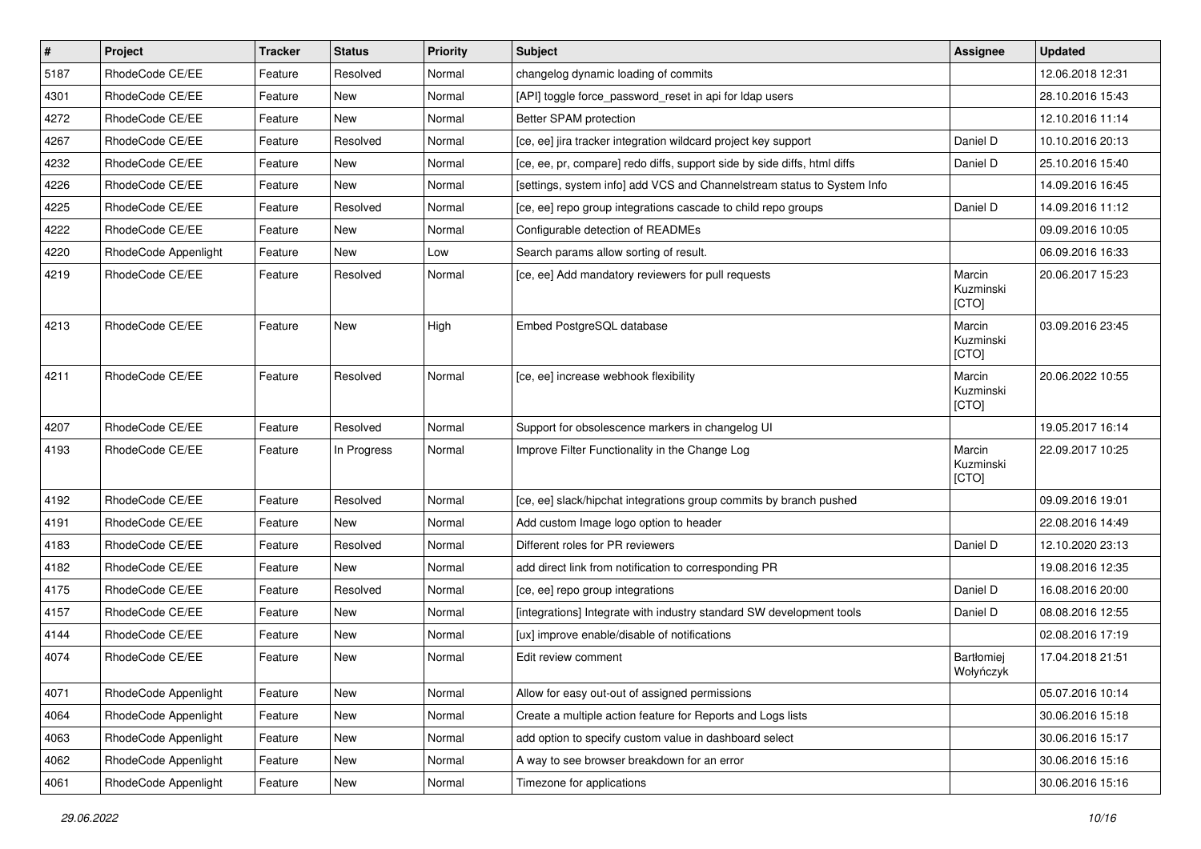| # | Project | Tracker | Status | Priority | Subject | Assignee | Updated |
|---|---|---|---|---|---|---|---|
| 5187 | RhodeCode CE/EE | Feature | Resolved | Normal | changelog dynamic loading of commits | | 12.06.2018 12:31 |
| 4301 | RhodeCode CE/EE | Feature | New | Normal | [API] toggle force_password_reset in api for ldap users | | 28.10.2016 15:43 |
| 4272 | RhodeCode CE/EE | Feature | New | Normal | Better SPAM protection | | 12.10.2016 11:14 |
| 4267 | RhodeCode CE/EE | Feature | Resolved | Normal | [ce, ee] jira tracker integration wildcard project key support | Daniel D | 10.10.2016 20:13 |
| 4232 | RhodeCode CE/EE | Feature | New | Normal | [ce, ee, pr, compare] redo diffs, support side by side diffs, html diffs | Daniel D | 25.10.2016 15:40 |
| 4226 | RhodeCode CE/EE | Feature | New | Normal | [settings, system info] add VCS and Channelstream status to System Info | | 14.09.2016 16:45 |
| 4225 | RhodeCode CE/EE | Feature | Resolved | Normal | [ce, ee] repo group integrations cascade to child repo groups | Daniel D | 14.09.2016 11:12 |
| 4222 | RhodeCode CE/EE | Feature | New | Normal | Configurable detection of READMEs | | 09.09.2016 10:05 |
| 4220 | RhodeCode Appenlight | Feature | New | Low | Search params allow sorting of result. | | 06.09.2016 16:33 |
| 4219 | RhodeCode CE/EE | Feature | Resolved | Normal | [ce, ee] Add mandatory reviewers for pull requests | Marcin Kuzminski [CTO] | 20.06.2017 15:23 |
| 4213 | RhodeCode CE/EE | Feature | New | High | Embed PostgreSQL database | Marcin Kuzminski [CTO] | 03.09.2016 23:45 |
| 4211 | RhodeCode CE/EE | Feature | Resolved | Normal | [ce, ee] increase webhook flexibility | Marcin Kuzminski [CTO] | 20.06.2022 10:55 |
| 4207 | RhodeCode CE/EE | Feature | Resolved | Normal | Support for obsolescence markers in changelog UI | | 19.05.2017 16:14 |
| 4193 | RhodeCode CE/EE | Feature | In Progress | Normal | Improve Filter Functionality in the Change Log | Marcin Kuzminski [CTO] | 22.09.2017 10:25 |
| 4192 | RhodeCode CE/EE | Feature | Resolved | Normal | [ce, ee] slack/hipchat integrations group commits by branch pushed | | 09.09.2016 19:01 |
| 4191 | RhodeCode CE/EE | Feature | New | Normal | Add custom Image logo option to header | | 22.08.2016 14:49 |
| 4183 | RhodeCode CE/EE | Feature | Resolved | Normal | Different roles for PR reviewers | Daniel D | 12.10.2020 23:13 |
| 4182 | RhodeCode CE/EE | Feature | New | Normal | add direct link from notification to corresponding PR | | 19.08.2016 12:35 |
| 4175 | RhodeCode CE/EE | Feature | Resolved | Normal | [ce, ee] repo group integrations | Daniel D | 16.08.2016 20:00 |
| 4157 | RhodeCode CE/EE | Feature | New | Normal | [integrations] Integrate with industry standard SW development tools | Daniel D | 08.08.2016 12:55 |
| 4144 | RhodeCode CE/EE | Feature | New | Normal | [ux] improve enable/disable of notifications | | 02.08.2016 17:19 |
| 4074 | RhodeCode CE/EE | Feature | New | Normal | Edit review comment | Bartłomiej Wołyńczyk | 17.04.2018 21:51 |
| 4071 | RhodeCode Appenlight | Feature | New | Normal | Allow for easy out-out of assigned permissions | | 05.07.2016 10:14 |
| 4064 | RhodeCode Appenlight | Feature | New | Normal | Create a multiple action feature for Reports and Logs lists | | 30.06.2016 15:18 |
| 4063 | RhodeCode Appenlight | Feature | New | Normal | add option to specify custom value in dashboard select | | 30.06.2016 15:17 |
| 4062 | RhodeCode Appenlight | Feature | New | Normal | A way to see browser breakdown for an error | | 30.06.2016 15:16 |
| 4061 | RhodeCode Appenlight | Feature | New | Normal | Timezone for applications | | 30.06.2016 15:16 |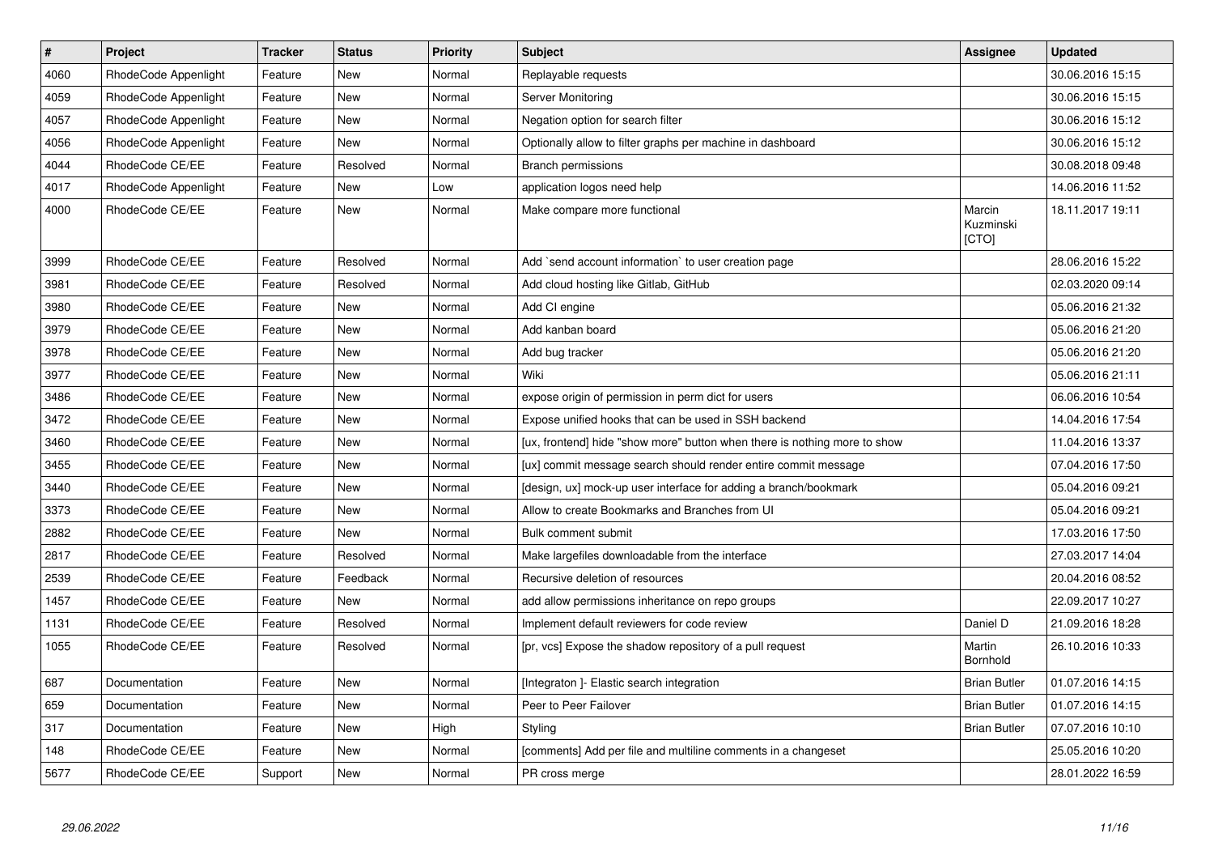| # | Project | Tracker | Status | Priority | Subject | Assignee | Updated |
| --- | --- | --- | --- | --- | --- | --- | --- |
| 4060 | RhodeCode Appenlight | Feature | New | Normal | Replayable requests | | 30.06.2016 15:15 |
| 4059 | RhodeCode Appenlight | Feature | New | Normal | Server Monitoring | | 30.06.2016 15:15 |
| 4057 | RhodeCode Appenlight | Feature | New | Normal | Negation option for search filter | | 30.06.2016 15:12 |
| 4056 | RhodeCode Appenlight | Feature | New | Normal | Optionally allow to filter graphs per machine in dashboard | | 30.06.2016 15:12 |
| 4044 | RhodeCode CE/EE | Feature | Resolved | Normal | Branch permissions | | 30.08.2018 09:48 |
| 4017 | RhodeCode Appenlight | Feature | New | Low | application logos need help | | 14.06.2016 11:52 |
| 4000 | RhodeCode CE/EE | Feature | New | Normal | Make compare more functional | Marcin Kuzminski [CTO] | 18.11.2017 19:11 |
| 3999 | RhodeCode CE/EE | Feature | Resolved | Normal | Add `send account information` to user creation page | | 28.06.2016 15:22 |
| 3981 | RhodeCode CE/EE | Feature | Resolved | Normal | Add cloud hosting like Gitlab, GitHub | | 02.03.2020 09:14 |
| 3980 | RhodeCode CE/EE | Feature | New | Normal | Add CI engine | | 05.06.2016 21:32 |
| 3979 | RhodeCode CE/EE | Feature | New | Normal | Add kanban board | | 05.06.2016 21:20 |
| 3978 | RhodeCode CE/EE | Feature | New | Normal | Add bug tracker | | 05.06.2016 21:20 |
| 3977 | RhodeCode CE/EE | Feature | New | Normal | Wiki | | 05.06.2016 21:11 |
| 3486 | RhodeCode CE/EE | Feature | New | Normal | expose origin of permission in perm dict for users | | 06.06.2016 10:54 |
| 3472 | RhodeCode CE/EE | Feature | New | Normal | Expose unified hooks that can be used in SSH backend | | 14.04.2016 17:54 |
| 3460 | RhodeCode CE/EE | Feature | New | Normal | [ux, frontend] hide "show more" button when there is nothing more to show | | 11.04.2016 13:37 |
| 3455 | RhodeCode CE/EE | Feature | New | Normal | [ux] commit message search should render entire commit message | | 07.04.2016 17:50 |
| 3440 | RhodeCode CE/EE | Feature | New | Normal | [design, ux] mock-up user interface for adding a branch/bookmark | | 05.04.2016 09:21 |
| 3373 | RhodeCode CE/EE | Feature | New | Normal | Allow to create Bookmarks and Branches from UI | | 05.04.2016 09:21 |
| 2882 | RhodeCode CE/EE | Feature | New | Normal | Bulk comment submit | | 17.03.2016 17:50 |
| 2817 | RhodeCode CE/EE | Feature | Resolved | Normal | Make largefiles downloadable from the interface | | 27.03.2017 14:04 |
| 2539 | RhodeCode CE/EE | Feature | Feedback | Normal | Recursive deletion of resources | | 20.04.2016 08:52 |
| 1457 | RhodeCode CE/EE | Feature | New | Normal | add allow permissions inheritance on repo groups | | 22.09.2017 10:27 |
| 1131 | RhodeCode CE/EE | Feature | Resolved | Normal | Implement default reviewers for code review | Daniel D | 21.09.2016 18:28 |
| 1055 | RhodeCode CE/EE | Feature | Resolved | Normal | [pr, vcs] Expose the shadow repository of a pull request | Martin Bornhold | 26.10.2016 10:33 |
| 687 | Documentation | Feature | New | Normal | [Integraton ]- Elastic search integration | Brian Butler | 01.07.2016 14:15 |
| 659 | Documentation | Feature | New | Normal | Peer to Peer Failover | Brian Butler | 01.07.2016 14:15 |
| 317 | Documentation | Feature | New | High | Styling | Brian Butler | 07.07.2016 10:10 |
| 148 | RhodeCode CE/EE | Feature | New | Normal | [comments] Add per file and multiline comments in a changeset | | 25.05.2016 10:20 |
| 5677 | RhodeCode CE/EE | Support | New | Normal | PR cross merge | | 28.01.2022 16:59 |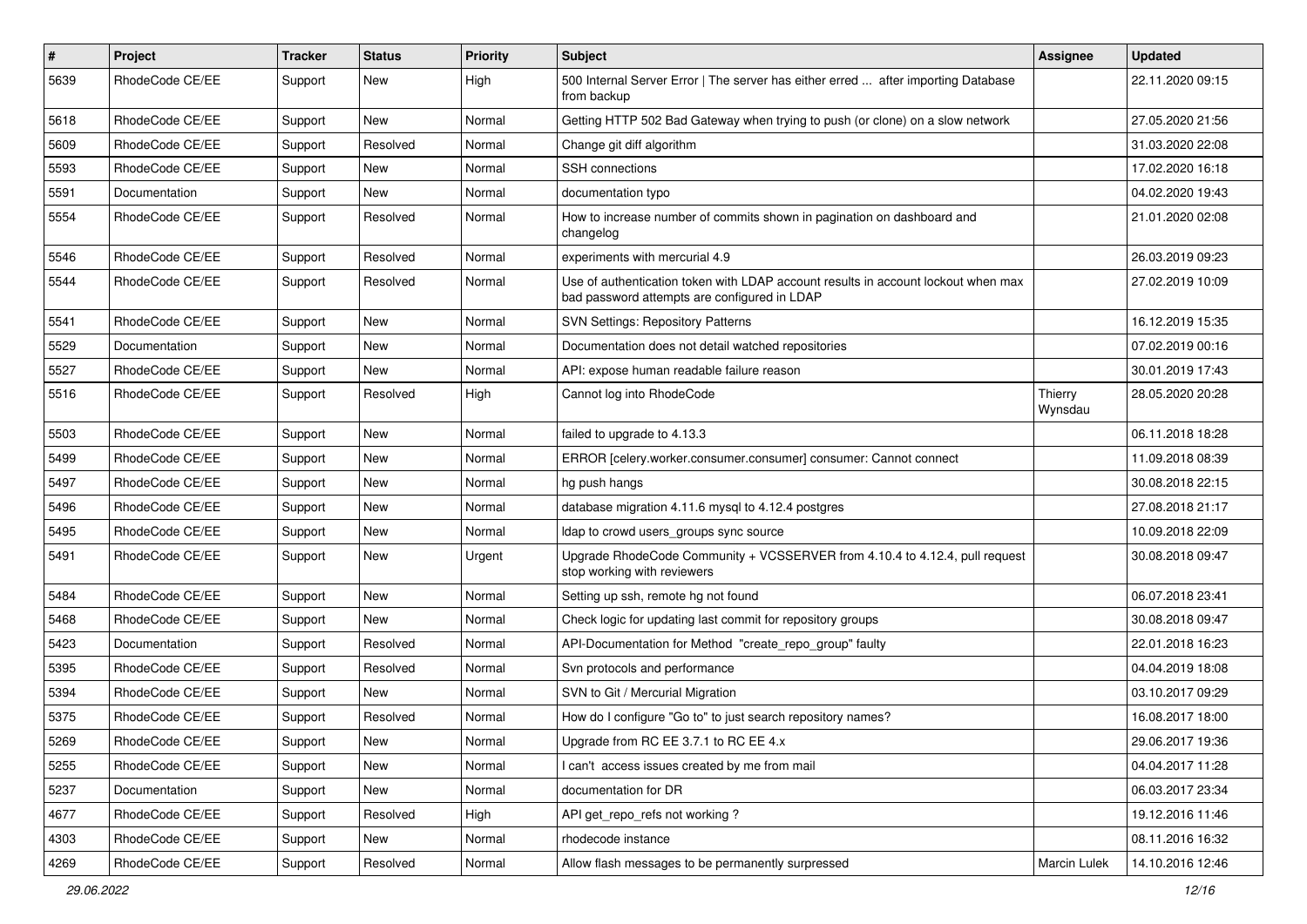| # | Project | Tracker | Status | Priority | Subject | Assignee | Updated |
|---|---|---|---|---|---|---|---|
| 5639 | RhodeCode CE/EE | Support | New | High | 500 Internal Server Error \| The server has either erred ... after importing Database from backup | | 22.11.2020 09:15 |
| 5618 | RhodeCode CE/EE | Support | New | Normal | Getting HTTP 502 Bad Gateway when trying to push (or clone) on a slow network | | 27.05.2020 21:56 |
| 5609 | RhodeCode CE/EE | Support | Resolved | Normal | Change git diff algorithm | | 31.03.2020 22:08 |
| 5593 | RhodeCode CE/EE | Support | New | Normal | SSH connections | | 17.02.2020 16:18 |
| 5591 | Documentation | Support | New | Normal | documentation typo | | 04.02.2020 19:43 |
| 5554 | RhodeCode CE/EE | Support | Resolved | Normal | How to increase number of commits shown in pagination on dashboard and changelog | | 21.01.2020 02:08 |
| 5546 | RhodeCode CE/EE | Support | Resolved | Normal | experiments with mercurial 4.9 | | 26.03.2019 09:23 |
| 5544 | RhodeCode CE/EE | Support | Resolved | Normal | Use of authentication token with LDAP account results in account lockout when max bad password attempts are configured in LDAP | | 27.02.2019 10:09 |
| 5541 | RhodeCode CE/EE | Support | New | Normal | SVN Settings: Repository Patterns | | 16.12.2019 15:35 |
| 5529 | Documentation | Support | New | Normal | Documentation does not detail watched repositories | | 07.02.2019 00:16 |
| 5527 | RhodeCode CE/EE | Support | New | Normal | API: expose human readable failure reason | | 30.01.2019 17:43 |
| 5516 | RhodeCode CE/EE | Support | Resolved | High | Cannot log into RhodeCode | Thierry Wynsdau | 28.05.2020 20:28 |
| 5503 | RhodeCode CE/EE | Support | New | Normal | failed to upgrade to 4.13.3 | | 06.11.2018 18:28 |
| 5499 | RhodeCode CE/EE | Support | New | Normal | ERROR [celery.worker.consumer.consumer] consumer: Cannot connect | | 11.09.2018 08:39 |
| 5497 | RhodeCode CE/EE | Support | New | Normal | hg push hangs | | 30.08.2018 22:15 |
| 5496 | RhodeCode CE/EE | Support | New | Normal | database migration 4.11.6 mysql to 4.12.4 postgres | | 27.08.2018 21:17 |
| 5495 | RhodeCode CE/EE | Support | New | Normal | ldap to crowd users_groups sync source | | 10.09.2018 22:09 |
| 5491 | RhodeCode CE/EE | Support | New | Urgent | Upgrade RhodeCode Community + VCSSERVER from 4.10.4 to 4.12.4, pull request stop working with reviewers | | 30.08.2018 09:47 |
| 5484 | RhodeCode CE/EE | Support | New | Normal | Setting up ssh, remote hg not found | | 06.07.2018 23:41 |
| 5468 | RhodeCode CE/EE | Support | New | Normal | Check logic for updating last commit for repository groups | | 30.08.2018 09:47 |
| 5423 | Documentation | Support | Resolved | Normal | API-Documentation for Method "create_repo_group" faulty | | 22.01.2018 16:23 |
| 5395 | RhodeCode CE/EE | Support | Resolved | Normal | Svn protocols and performance | | 04.04.2019 18:08 |
| 5394 | RhodeCode CE/EE | Support | New | Normal | SVN to Git / Mercurial Migration | | 03.10.2017 09:29 |
| 5375 | RhodeCode CE/EE | Support | Resolved | Normal | How do I configure "Go to" to just search repository names? | | 16.08.2017 18:00 |
| 5269 | RhodeCode CE/EE | Support | New | Normal | Upgrade from RC EE 3.7.1 to RC EE 4.x | | 29.06.2017 19:36 |
| 5255 | RhodeCode CE/EE | Support | New | Normal | I can't access issues created by me from mail | | 04.04.2017 11:28 |
| 5237 | Documentation | Support | New | Normal | documentation for DR | | 06.03.2017 23:34 |
| 4677 | RhodeCode CE/EE | Support | Resolved | High | API get_repo_refs not working ? | | 19.12.2016 11:46 |
| 4303 | RhodeCode CE/EE | Support | New | Normal | rhodecode instance | | 08.11.2016 16:32 |
| 4269 | RhodeCode CE/EE | Support | Resolved | Normal | Allow flash messages to be permanently surpressed | Marcin Lulek | 14.10.2016 12:46 |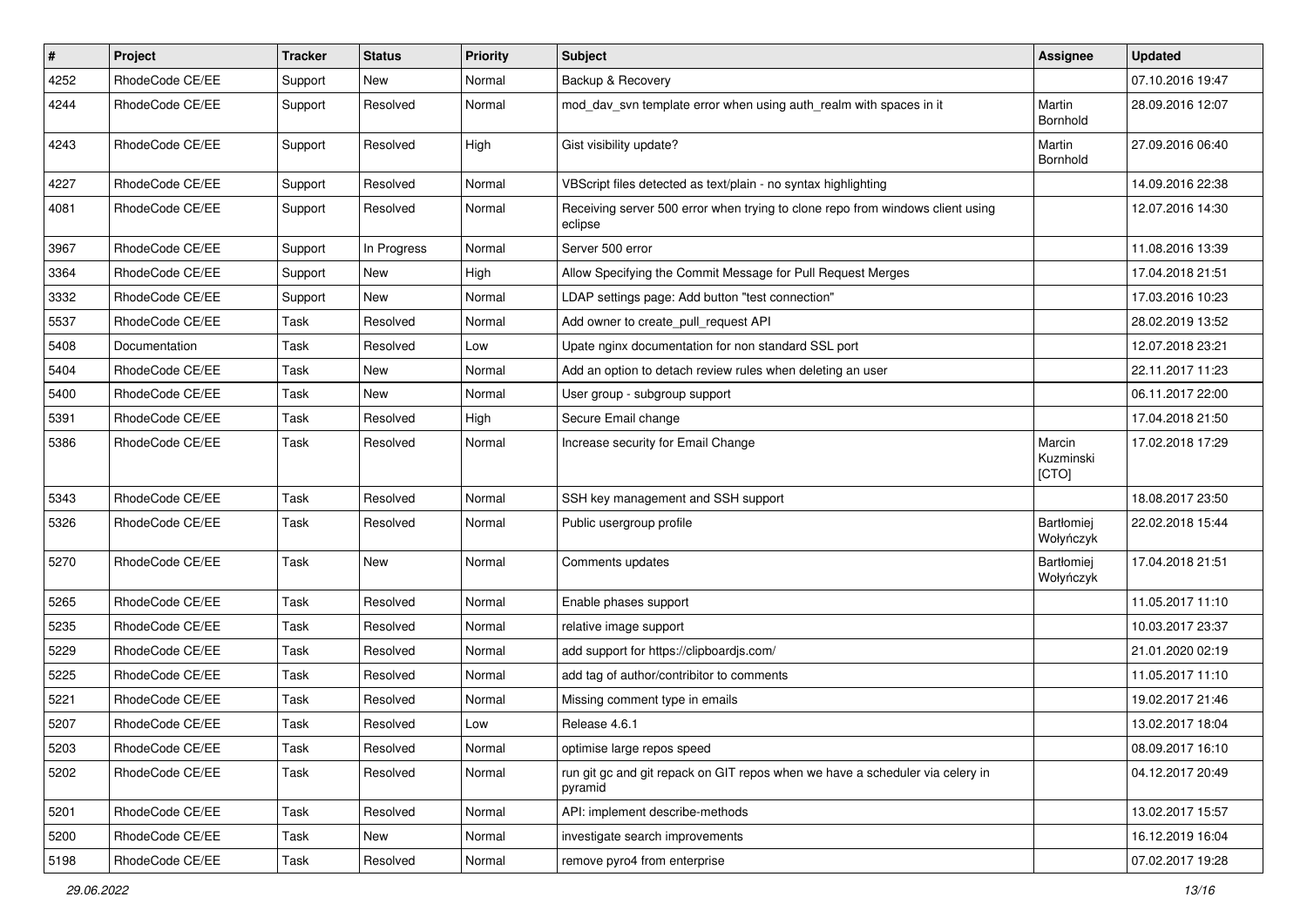| # | Project | Tracker | Status | Priority | Subject | Assignee | Updated |
|---|---|---|---|---|---|---|---|
| 4252 | RhodeCode CE/EE | Support | New | Normal | Backup & Recovery | | 07.10.2016 19:47 |
| 4244 | RhodeCode CE/EE | Support | Resolved | Normal | mod_dav_svn template error when using auth_realm with spaces in it | Martin Bornhold | 28.09.2016 12:07 |
| 4243 | RhodeCode CE/EE | Support | Resolved | High | Gist visibility update? | Martin Bornhold | 27.09.2016 06:40 |
| 4227 | RhodeCode CE/EE | Support | Resolved | Normal | VBScript files detected as text/plain - no syntax highlighting | | 14.09.2016 22:38 |
| 4081 | RhodeCode CE/EE | Support | Resolved | Normal | Receiving server 500 error when trying to clone repo from windows client using eclipse | | 12.07.2016 14:30 |
| 3967 | RhodeCode CE/EE | Support | In Progress | Normal | Server 500 error | | 11.08.2016 13:39 |
| 3364 | RhodeCode CE/EE | Support | New | High | Allow Specifying the Commit Message for Pull Request Merges | | 17.04.2018 21:51 |
| 3332 | RhodeCode CE/EE | Support | New | Normal | LDAP settings page: Add button "test connection" | | 17.03.2016 10:23 |
| 5537 | RhodeCode CE/EE | Task | Resolved | Normal | Add owner to create_pull_request API | | 28.02.2019 13:52 |
| 5408 | Documentation | Task | Resolved | Low | Upate nginx documentation for non standard SSL port | | 12.07.2018 23:21 |
| 5404 | RhodeCode CE/EE | Task | New | Normal | Add an option to detach review rules when deleting an user | | 22.11.2017 11:23 |
| 5400 | RhodeCode CE/EE | Task | New | Normal | User group - subgroup support | | 06.11.2017 22:00 |
| 5391 | RhodeCode CE/EE | Task | Resolved | High | Secure Email change | | 17.04.2018 21:50 |
| 5386 | RhodeCode CE/EE | Task | Resolved | Normal | Increase security for Email Change | Marcin Kuzminski [CTO] | 17.02.2018 17:29 |
| 5343 | RhodeCode CE/EE | Task | Resolved | Normal | SSH key management and SSH support | | 18.08.2017 23:50 |
| 5326 | RhodeCode CE/EE | Task | Resolved | Normal | Public usergroup profile | Bartłomiej Wołyńczyk | 22.02.2018 15:44 |
| 5270 | RhodeCode CE/EE | Task | New | Normal | Comments updates | Bartłomiej Wołyńczyk | 17.04.2018 21:51 |
| 5265 | RhodeCode CE/EE | Task | Resolved | Normal | Enable phases support | | 11.05.2017 11:10 |
| 5235 | RhodeCode CE/EE | Task | Resolved | Normal | relative image support | | 10.03.2017 23:37 |
| 5229 | RhodeCode CE/EE | Task | Resolved | Normal | add support for https://clipboardjs.com/ | | 21.01.2020 02:19 |
| 5225 | RhodeCode CE/EE | Task | Resolved | Normal | add tag of author/contribitor to comments | | 11.05.2017 11:10 |
| 5221 | RhodeCode CE/EE | Task | Resolved | Normal | Missing comment type in emails | | 19.02.2017 21:46 |
| 5207 | RhodeCode CE/EE | Task | Resolved | Low | Release 4.6.1 | | 13.02.2017 18:04 |
| 5203 | RhodeCode CE/EE | Task | Resolved | Normal | optimise large repos speed | | 08.09.2017 16:10 |
| 5202 | RhodeCode CE/EE | Task | Resolved | Normal | run git gc and git repack on GIT repos when we have a scheduler via celery in pyramid | | 04.12.2017 20:49 |
| 5201 | RhodeCode CE/EE | Task | Resolved | Normal | API: implement describe-methods | | 13.02.2017 15:57 |
| 5200 | RhodeCode CE/EE | Task | New | Normal | investigate search improvements | | 16.12.2019 16:04 |
| 5198 | RhodeCode CE/EE | Task | Resolved | Normal | remove pyro4 from enterprise | | 07.02.2017 19:28 |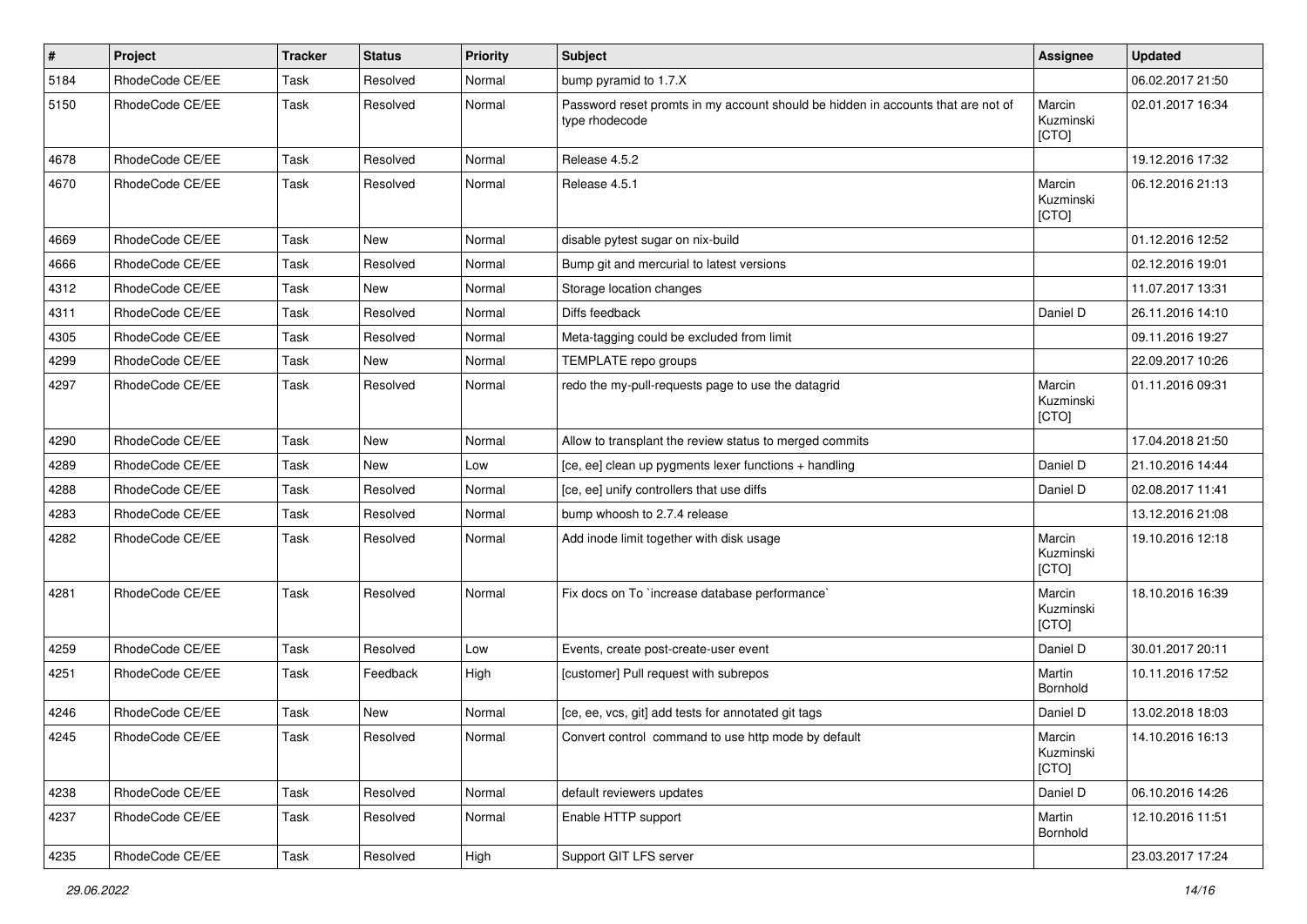| # | Project | Tracker | Status | Priority | Subject | Assignee | Updated |
|---|---|---|---|---|---|---|---|
| 5184 | RhodeCode CE/EE | Task | Resolved | Normal | bump pyramid to 1.7.X | | 06.02.2017 21:50 |
| 5150 | RhodeCode CE/EE | Task | Resolved | Normal | Password reset promts in my account should be hidden in accounts that are not of type rhodecode | Marcin Kuzminski [CTO] | 02.01.2017 16:34 |
| 4678 | RhodeCode CE/EE | Task | Resolved | Normal | Release 4.5.2 | | 19.12.2016 17:32 |
| 4670 | RhodeCode CE/EE | Task | Resolved | Normal | Release 4.5.1 | Marcin Kuzminski [CTO] | 06.12.2016 21:13 |
| 4669 | RhodeCode CE/EE | Task | New | Normal | disable pytest sugar on nix-build | | 01.12.2016 12:52 |
| 4666 | RhodeCode CE/EE | Task | Resolved | Normal | Bump git and mercurial to latest versions | | 02.12.2016 19:01 |
| 4312 | RhodeCode CE/EE | Task | New | Normal | Storage location changes | | 11.07.2017 13:31 |
| 4311 | RhodeCode CE/EE | Task | Resolved | Normal | Diffs feedback | Daniel D | 26.11.2016 14:10 |
| 4305 | RhodeCode CE/EE | Task | Resolved | Normal | Meta-tagging could be excluded from limit | | 09.11.2016 19:27 |
| 4299 | RhodeCode CE/EE | Task | New | Normal | TEMPLATE repo groups | | 22.09.2017 10:26 |
| 4297 | RhodeCode CE/EE | Task | Resolved | Normal | redo the my-pull-requests page to use the datagrid | Marcin Kuzminski [CTO] | 01.11.2016 09:31 |
| 4290 | RhodeCode CE/EE | Task | New | Normal | Allow to transplant the review status to merged commits | | 17.04.2018 21:50 |
| 4289 | RhodeCode CE/EE | Task | New | Low | [ce, ee] clean up pygments lexer functions + handling | Daniel D | 21.10.2016 14:44 |
| 4288 | RhodeCode CE/EE | Task | Resolved | Normal | [ce, ee] unify controllers that use diffs | Daniel D | 02.08.2017 11:41 |
| 4283 | RhodeCode CE/EE | Task | Resolved | Normal | bump whoosh to 2.7.4 release | | 13.12.2016 21:08 |
| 4282 | RhodeCode CE/EE | Task | Resolved | Normal | Add inode limit together with disk usage | Marcin Kuzminski [CTO] | 19.10.2016 12:18 |
| 4281 | RhodeCode CE/EE | Task | Resolved | Normal | Fix docs on To `increase database performance` | Marcin Kuzminski [CTO] | 18.10.2016 16:39 |
| 4259 | RhodeCode CE/EE | Task | Resolved | Low | Events, create post-create-user event | Daniel D | 30.01.2017 20:11 |
| 4251 | RhodeCode CE/EE | Task | Feedback | High | [customer] Pull request with subrepos | Martin Bornhold | 10.11.2016 17:52 |
| 4246 | RhodeCode CE/EE | Task | New | Normal | [ce, ee, vcs, git] add tests for annotated git tags | Daniel D | 13.02.2018 18:03 |
| 4245 | RhodeCode CE/EE | Task | Resolved | Normal | Convert control command to use http mode by default | Marcin Kuzminski [CTO] | 14.10.2016 16:13 |
| 4238 | RhodeCode CE/EE | Task | Resolved | Normal | default reviewers updates | Daniel D | 06.10.2016 14:26 |
| 4237 | RhodeCode CE/EE | Task | Resolved | Normal | Enable HTTP support | Martin Bornhold | 12.10.2016 11:51 |
| 4235 | RhodeCode CE/EE | Task | Resolved | High | Support GIT LFS server | | 23.03.2017 17:24 |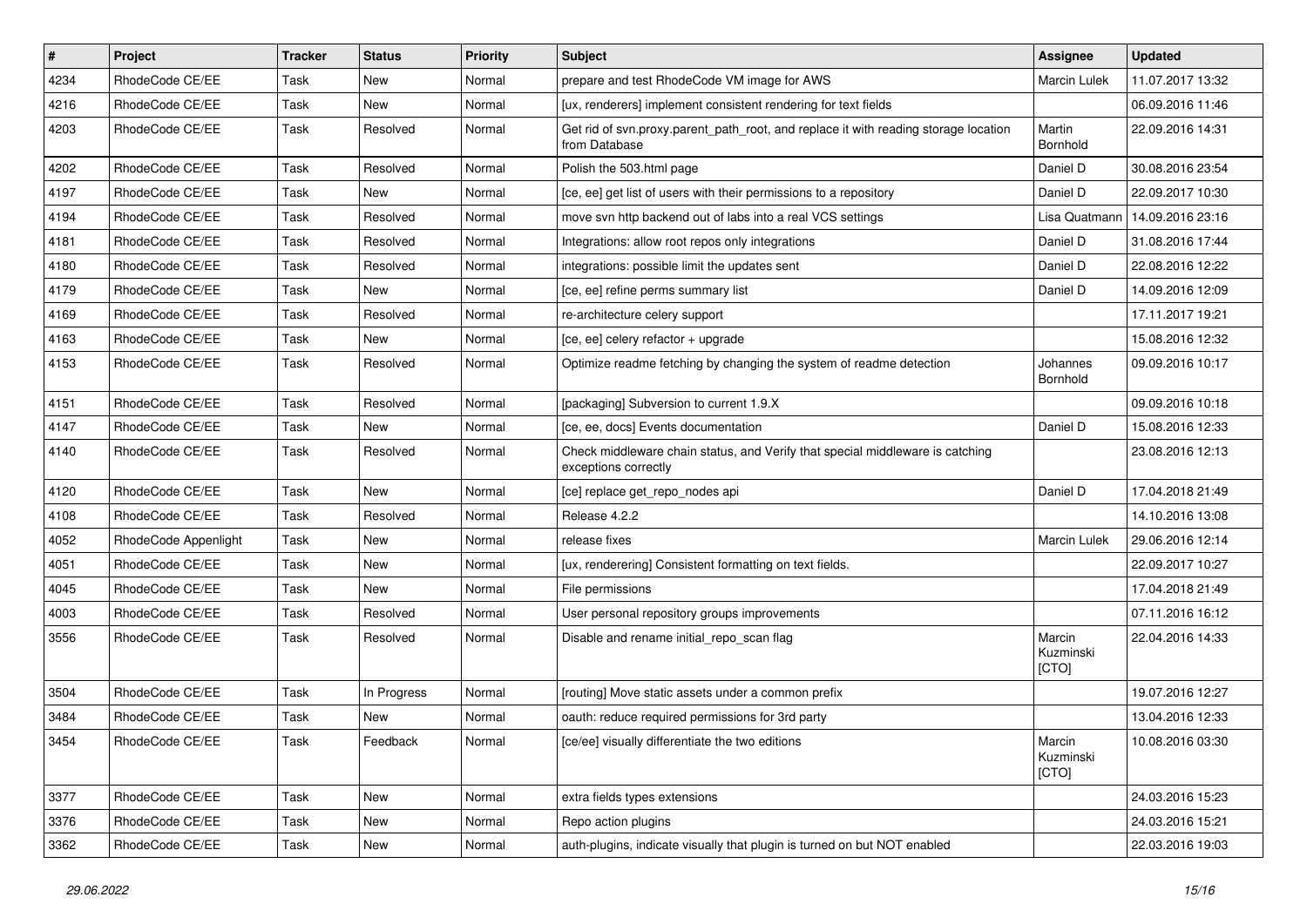| # | Project | Tracker | Status | Priority | Subject | Assignee | Updated |
|---|---|---|---|---|---|---|---|
| 4234 | RhodeCode CE/EE | Task | New | Normal | prepare and test RhodeCode VM image for AWS | Marcin Lulek | 11.07.2017 13:32 |
| 4216 | RhodeCode CE/EE | Task | New | Normal | [ux, renderers] implement consistent rendering for text fields | | 06.09.2016 11:46 |
| 4203 | RhodeCode CE/EE | Task | Resolved | Normal | Get rid of svn.proxy.parent_path_root, and replace it with reading storage location from Database | Martin Bornhold | 22.09.2016 14:31 |
| 4202 | RhodeCode CE/EE | Task | Resolved | Normal | Polish the 503.html page | Daniel D | 30.08.2016 23:54 |
| 4197 | RhodeCode CE/EE | Task | New | Normal | [ce, ee] get list of users with their permissions to a repository | Daniel D | 22.09.2017 10:30 |
| 4194 | RhodeCode CE/EE | Task | Resolved | Normal | move svn http backend out of labs into a real VCS settings | Lisa Quatmann | 14.09.2016 23:16 |
| 4181 | RhodeCode CE/EE | Task | Resolved | Normal | Integrations: allow root repos only integrations | Daniel D | 31.08.2016 17:44 |
| 4180 | RhodeCode CE/EE | Task | Resolved | Normal | integrations: possible limit the updates sent | Daniel D | 22.08.2016 12:22 |
| 4179 | RhodeCode CE/EE | Task | New | Normal | [ce, ee] refine perms summary list | Daniel D | 14.09.2016 12:09 |
| 4169 | RhodeCode CE/EE | Task | Resolved | Normal | re-architecture celery support | | 17.11.2017 19:21 |
| 4163 | RhodeCode CE/EE | Task | New | Normal | [ce, ee] celery refactor + upgrade | | 15.08.2016 12:32 |
| 4153 | RhodeCode CE/EE | Task | Resolved | Normal | Optimize readme fetching by changing the system of readme detection | Johannes Bornhold | 09.09.2016 10:17 |
| 4151 | RhodeCode CE/EE | Task | Resolved | Normal | [packaging] Subversion to current 1.9.X | | 09.09.2016 10:18 |
| 4147 | RhodeCode CE/EE | Task | New | Normal | [ce, ee, docs] Events documentation | Daniel D | 15.08.2016 12:33 |
| 4140 | RhodeCode CE/EE | Task | Resolved | Normal | Check middleware chain status, and Verify that special middleware is catching exceptions correctly | | 23.08.2016 12:13 |
| 4120 | RhodeCode CE/EE | Task | New | Normal | [ce] replace get_repo_nodes api | Daniel D | 17.04.2018 21:49 |
| 4108 | RhodeCode CE/EE | Task | Resolved | Normal | Release 4.2.2 | | 14.10.2016 13:08 |
| 4052 | RhodeCode Appenlight | Task | New | Normal | release fixes | Marcin Lulek | 29.06.2016 12:14 |
| 4051 | RhodeCode CE/EE | Task | New | Normal | [ux, renderering] Consistent formatting on text fields. | | 22.09.2017 10:27 |
| 4045 | RhodeCode CE/EE | Task | New | Normal | File permissions | | 17.04.2018 21:49 |
| 4003 | RhodeCode CE/EE | Task | Resolved | Normal | User personal repository groups improvements | | 07.11.2016 16:12 |
| 3556 | RhodeCode CE/EE | Task | Resolved | Normal | Disable and rename initial_repo_scan flag | Marcin Kuzminski [CTO] | 22.04.2016 14:33 |
| 3504 | RhodeCode CE/EE | Task | In Progress | Normal | [routing] Move static assets under a common prefix | | 19.07.2016 12:27 |
| 3484 | RhodeCode CE/EE | Task | New | Normal | oauth: reduce required permissions for 3rd party | | 13.04.2016 12:33 |
| 3454 | RhodeCode CE/EE | Task | Feedback | Normal | [ce/ee] visually differentiate the two editions | Marcin Kuzminski [CTO] | 10.08.2016 03:30 |
| 3377 | RhodeCode CE/EE | Task | New | Normal | extra fields types extensions | | 24.03.2016 15:23 |
| 3376 | RhodeCode CE/EE | Task | New | Normal | Repo action plugins | | 24.03.2016 15:21 |
| 3362 | RhodeCode CE/EE | Task | New | Normal | auth-plugins, indicate visually that plugin is turned on but NOT enabled | | 22.03.2016 19:03 |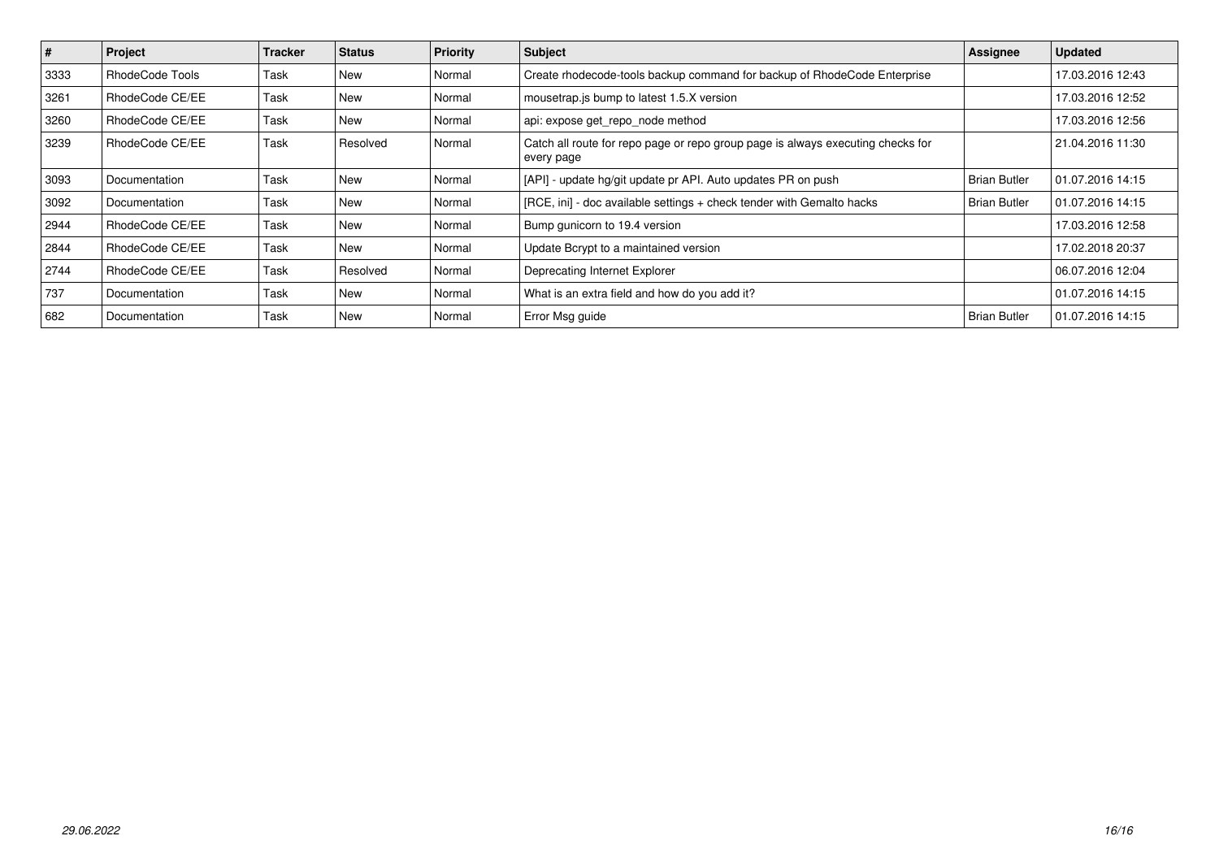| # | Project | Tracker | Status | Priority | Subject | Assignee | Updated |
|---|---|---|---|---|---|---|---|
| 3333 | RhodeCode Tools | Task | New | Normal | Create rhodecode-tools backup command for backup of RhodeCode Enterprise | | 17.03.2016 12:43 |
| 3261 | RhodeCode CE/EE | Task | New | Normal | mousetrap.js bump to latest 1.5.X version | | 17.03.2016 12:52 |
| 3260 | RhodeCode CE/EE | Task | New | Normal | api: expose get_repo_node method | | 17.03.2016 12:56 |
| 3239 | RhodeCode CE/EE | Task | Resolved | Normal | Catch all route for repo page or repo group page is always executing checks for every page | | 21.04.2016 11:30 |
| 3093 | Documentation | Task | New | Normal | [API] - update hg/git update pr API. Auto updates PR on push | Brian Butler | 01.07.2016 14:15 |
| 3092 | Documentation | Task | New | Normal | [RCE, ini] - doc available settings + check tender with Gemalto hacks | Brian Butler | 01.07.2016 14:15 |
| 2944 | RhodeCode CE/EE | Task | New | Normal | Bump gunicorn to 19.4 version | | 17.03.2016 12:58 |
| 2844 | RhodeCode CE/EE | Task | New | Normal | Update Bcrypt to a maintained version | | 17.02.2018 20:37 |
| 2744 | RhodeCode CE/EE | Task | Resolved | Normal | Deprecating Internet Explorer | | 06.07.2016 12:04 |
| 737 | Documentation | Task | New | Normal | What is an extra field and how do you add it? | | 01.07.2016 14:15 |
| 682 | Documentation | Task | New | Normal | Error Msg guide | Brian Butler | 01.07.2016 14:15 |